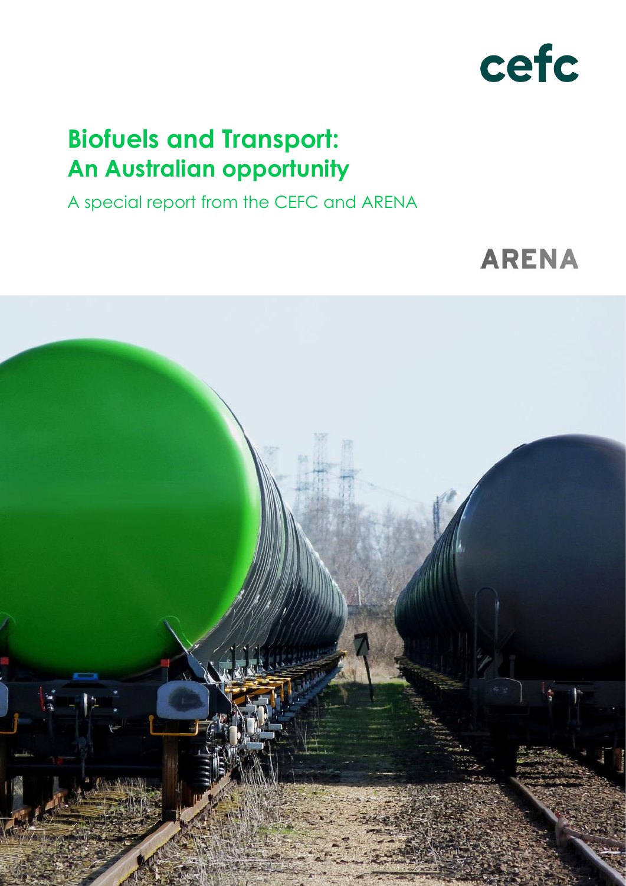cefc

# Biofuels and Transport: An Australian opportunity

A special report from the CEFC and ARENA

ARENA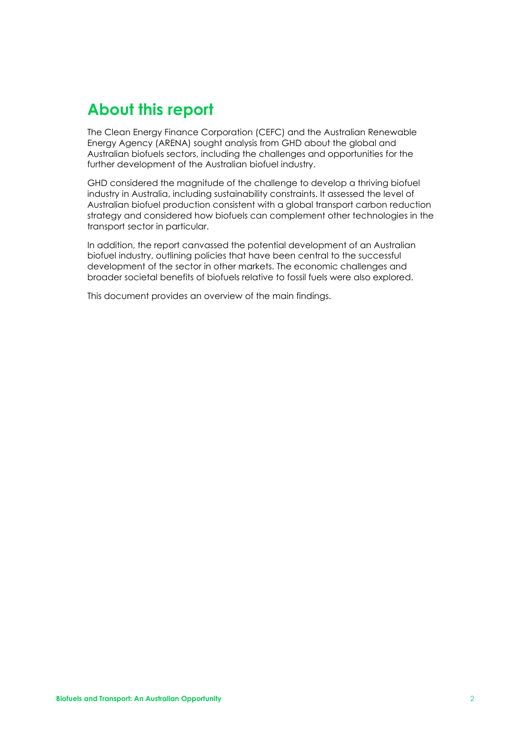# About this report

The Clean Energy Finance Corporation (CEFC) and the Australian Renewable Energy Agency (ARENA) sought analysis from GHD about the global and Australian biofuels sectors, including the challenges and opportunities for the further development of the Australian biofuel industry.

GHD considered the magnitude of the challenge to develop a thriving biofuel industry in Australia, including sustainability constraints. It assessed the level of Australian biofuel production consistent with a global transport carbon reduction strategy and considered how biofuels can complement other technologies in the transport sector in particular.

In addition, the report canvassed the potential development of an Australian biofuel industry, outlining policies that have been central to the successful development of the sector in other markets. The economic challenges and broader societal benefits of biofuels relative to fossil fuels were also explored.

This document provides an overview of the main findings.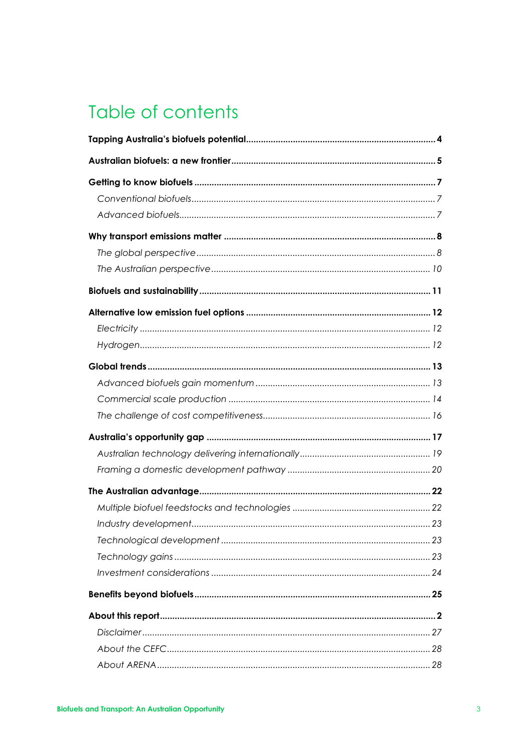# Table of contents

**Tapping Australia's biofuels potential** .... **4**

**Australian biofuels: a new frontier** .... **5**

**Getting to know biofuels** .... **7**

*Conventional biofuels* .... *7*

*Advanced biofuels* .... *7*

**Why transport emissions matter** .... **8**

*The global perspective* .... *8*

*The Australian perspective* .... *10*

**Biofuels and sustainability** .... **11**

**Alternative low emission fuel options** .... **12**

*Electricity* .... *12*

*Hydrogen* .... *12*

**Global trends** .... **13**

*Advanced biofuels gain momentum* .... *13*

*Commercial scale production* .... *14*

*The challenge of cost competitiveness* .... *16*

**Australia's opportunity gap** .... **17**

*Australian technology delivering internationally* .... *19*

*Framing a domestic development pathway* .... *20*

**The Australian advantage** .... **22**

*Multiple biofuel feedstocks and technologies* .... *22*

*Industry development* .... *23*

*Technological development* .... *23*

*Technology gains* .... *23*

*Investment considerations* .... *24*

**Benefits beyond biofuels** .... **25**

**About this report** .... **2**

*Disclaimer* .... *27*

*About the CEFC* .... *28*

*About ARENA* .... *28*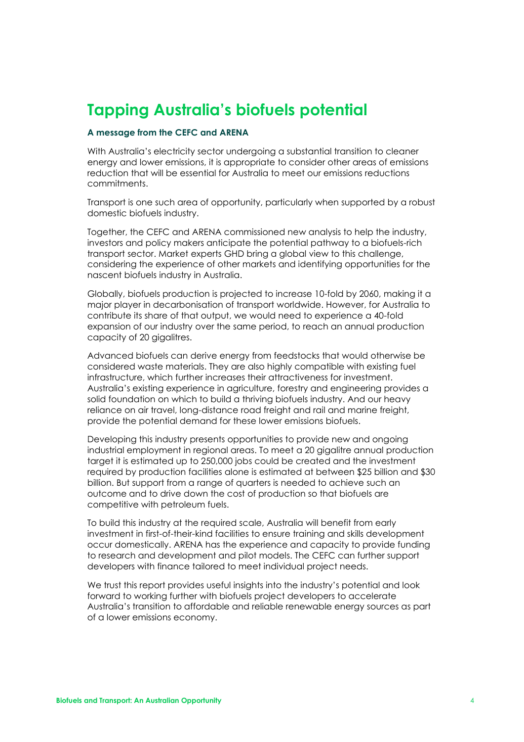# Tapping Australia's biofuels potential

### A message from the CEFC and ARENA

With Australia's electricity sector undergoing a substantial transition to cleaner energy and lower emissions, it is appropriate to consider other areas of emissions reduction that will be essential for Australia to meet our emissions reductions commitments.

Transport is one such area of opportunity, particularly when supported by a robust domestic biofuels industry.

Together, the CEFC and ARENA commissioned new analysis to help the industry, investors and policy makers anticipate the potential pathway to a biofuels-rich transport sector. Market experts GHD bring a global view to this challenge, considering the experience of other markets and identifying opportunities for the nascent biofuels industry in Australia.

Globally, biofuels production is projected to increase 10-fold by 2060, making it a major player in decarbonisation of transport worldwide. However, for Australia to contribute its share of that output, we would need to experience a 40-fold expansion of our industry over the same period, to reach an annual production capacity of 20 gigalitres.

Advanced biofuels can derive energy from feedstocks that would otherwise be considered waste materials. They are also highly compatible with existing fuel infrastructure, which further increases their attractiveness for investment. Australia's existing experience in agriculture, forestry and engineering provides a solid foundation on which to build a thriving biofuels industry. And our heavy reliance on air travel, long-distance road freight and rail and marine freight, provide the potential demand for these lower emissions biofuels.

Developing this industry presents opportunities to provide new and ongoing industrial employment in regional areas. To meet a 20 gigalitre annual production target it is estimated up to 250,000 jobs could be created and the investment required by production facilities alone is estimated at between $25 billion and $30 billion. But support from a range of quarters is needed to achieve such an outcome and to drive down the cost of production so that biofuels are competitive with petroleum fuels.

To build this industry at the required scale, Australia will benefit from early investment in first-of-their-kind facilities to ensure training and skills development occur domestically. ARENA has the experience and capacity to provide funding to research and development and pilot models. The CEFC can further support developers with finance tailored to meet individual project needs.

We trust this report provides useful insights into the industry's potential and look forward to working further with biofuels project developers to accelerate Australia's transition to affordable and reliable renewable energy sources as part of a lower emissions economy.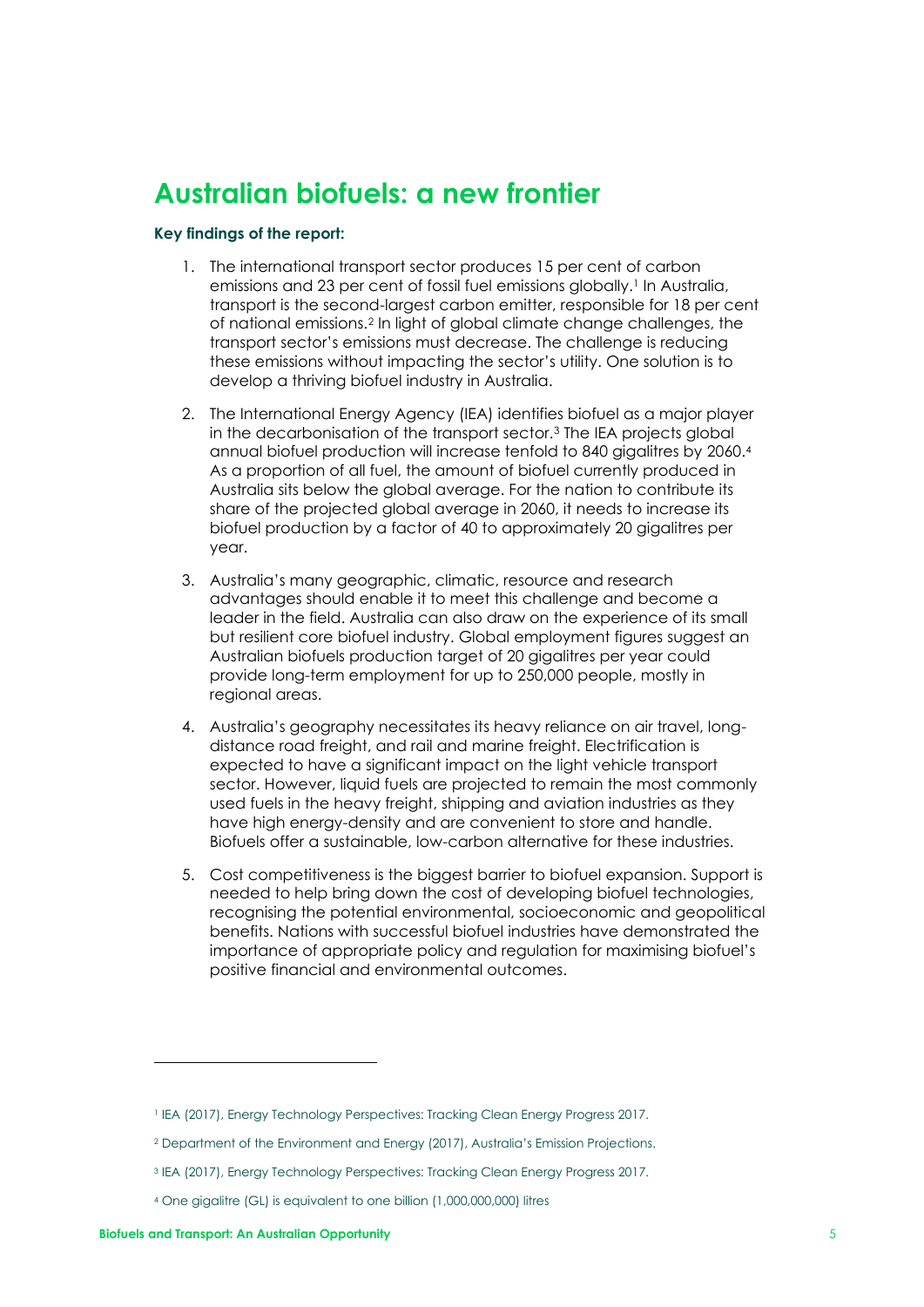# Australian biofuels: a new frontier

**Key findings of the report:**

1. The international transport sector produces 15 per cent of carbon emissions and 23 per cent of fossil fuel emissions globally.[1] In Australia, transport is the second-largest carbon emitter, responsible for 18 per cent of national emissions.[2] In light of global climate change challenges, the transport sector's emissions must decrease. The challenge is reducing these emissions without impacting the sector's utility. One solution is to develop a thriving biofuel industry in Australia.

2. The International Energy Agency (IEA) identifies biofuel as a major player in the decarbonisation of the transport sector.[3] The IEA projects global annual biofuel production will increase tenfold to 840 gigalitres by 2060.[4] As a proportion of all fuel, the amount of biofuel currently produced in Australia sits below the global average. For the nation to contribute its share of the projected global average in 2060, it needs to increase its biofuel production by a factor of 40 to approximately 20 gigalitres per year.

3. Australia's many geographic, climatic, resource and research advantages should enable it to meet this challenge and become a leader in the field. Australia can also draw on the experience of its small but resilient core biofuel industry. Global employment figures suggest an Australian biofuels production target of 20 gigalitres per year could provide long-term employment for up to 250,000 people, mostly in regional areas.

4. Australia's geography necessitates its heavy reliance on air travel, long-distance road freight, and rail and marine freight. Electrification is expected to have a significant impact on the light vehicle transport sector. However, liquid fuels are projected to remain the most commonly used fuels in the heavy freight, shipping and aviation industries as they have high energy-density and are convenient to store and handle. Biofuels offer a sustainable, low-carbon alternative for these industries.

5. Cost competitiveness is the biggest barrier to biofuel expansion. Support is needed to help bring down the cost of developing biofuel technologies, recognising the potential environmental, socioeconomic and geopolitical benefits. Nations with successful biofuel industries have demonstrated the importance of appropriate policy and regulation for maximising biofuel's positive financial and environmental outcomes.

---

[1] IEA (2017), Energy Technology Perspectives: Tracking Clean Energy Progress 2017.

[2] Department of the Environment and Energy (2017), Australia's Emission Projections.

[3] IEA (2017), Energy Technology Perspectives: Tracking Clean Energy Progress 2017.

[4] One gigalitre (GL) is equivalent to one billion (1,000,000,000) litres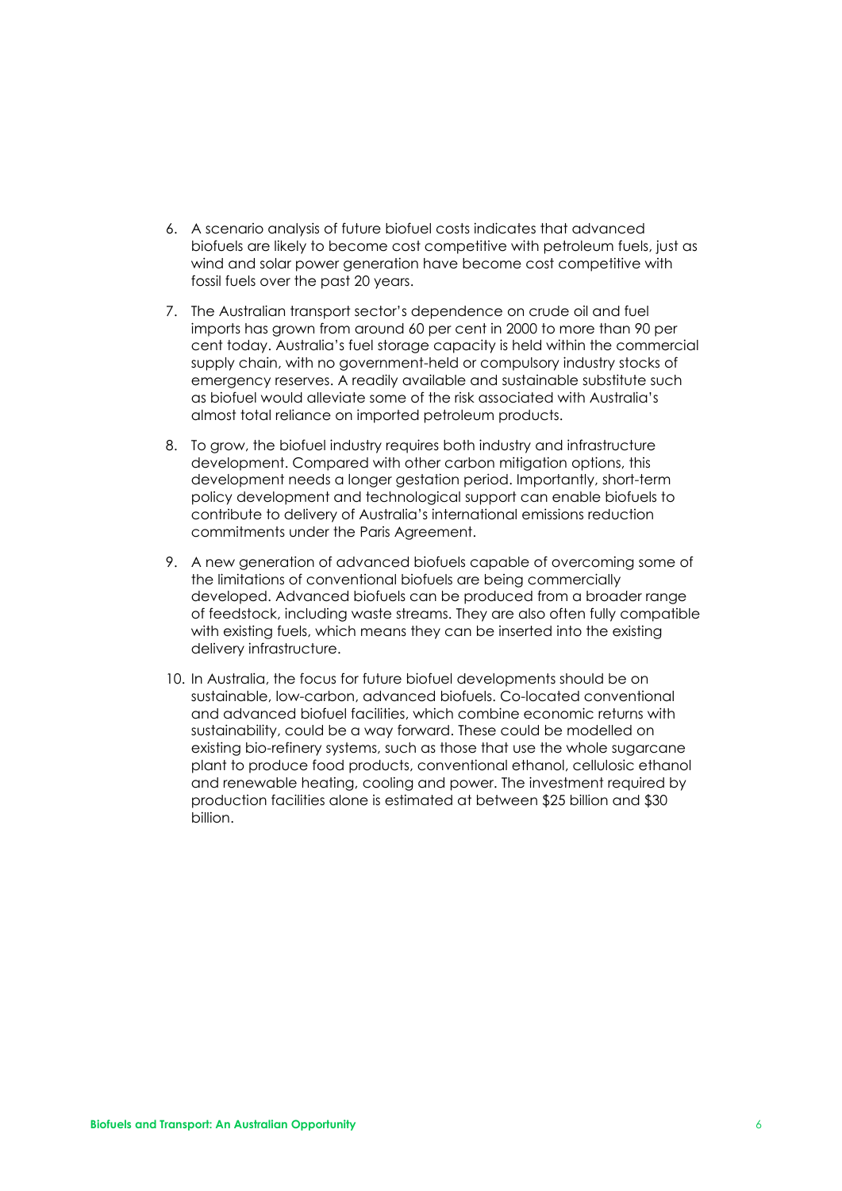6. A scenario analysis of future biofuel costs indicates that advanced biofuels are likely to become cost competitive with petroleum fuels, just as wind and solar power generation have become cost competitive with fossil fuels over the past 20 years.

7. The Australian transport sector's dependence on crude oil and fuel imports has grown from around 60 per cent in 2000 to more than 90 per cent today. Australia's fuel storage capacity is held within the commercial supply chain, with no government-held or compulsory industry stocks of emergency reserves. A readily available and sustainable substitute such as biofuel would alleviate some of the risk associated with Australia's almost total reliance on imported petroleum products.

8. To grow, the biofuel industry requires both industry and infrastructure development. Compared with other carbon mitigation options, this development needs a longer gestation period. Importantly, short-term policy development and technological support can enable biofuels to contribute to delivery of Australia's international emissions reduction commitments under the Paris Agreement.

9. A new generation of advanced biofuels capable of overcoming some of the limitations of conventional biofuels are being commercially developed. Advanced biofuels can be produced from a broader range of feedstock, including waste streams. They are also often fully compatible with existing fuels, which means they can be inserted into the existing delivery infrastructure.

10. In Australia, the focus for future biofuel developments should be on sustainable, low-carbon, advanced biofuels. Co-located conventional and advanced biofuel facilities, which combine economic returns with sustainability, could be a way forward. These could be modelled on existing bio-refinery systems, such as those that use the whole sugarcane plant to produce food products, conventional ethanol, cellulosic ethanol and renewable heating, cooling and power. The investment required by production facilities alone is estimated at between $25 billion and $30 billion.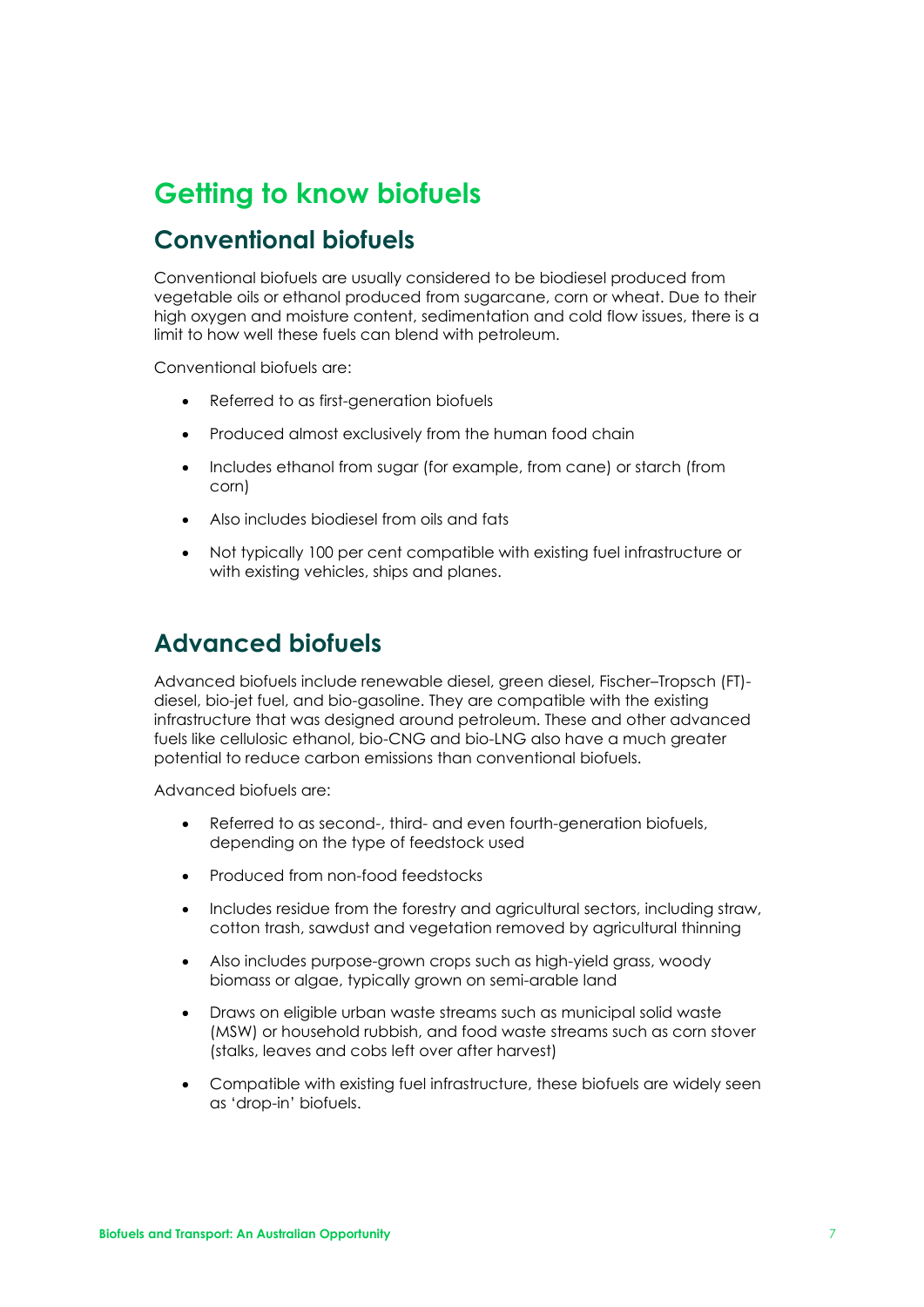# Getting to know biofuels

## Conventional biofuels

Conventional biofuels are usually considered to be biodiesel produced from vegetable oils or ethanol produced from sugarcane, corn or wheat. Due to their high oxygen and moisture content, sedimentation and cold flow issues, there is a limit to how well these fuels can blend with petroleum.

Conventional biofuels are:

- Referred to as first-generation biofuels
- Produced almost exclusively from the human food chain
- Includes ethanol from sugar (for example, from cane) or starch (from corn)
- Also includes biodiesel from oils and fats
- Not typically 100 per cent compatible with existing fuel infrastructure or with existing vehicles, ships and planes.

## Advanced biofuels

Advanced biofuels include renewable diesel, green diesel, Fischer–Tropsch (FT)-diesel, bio-jet fuel, and bio-gasoline. They are compatible with the existing infrastructure that was designed around petroleum. These and other advanced fuels like cellulosic ethanol, bio-CNG and bio-LNG also have a much greater potential to reduce carbon emissions than conventional biofuels.

Advanced biofuels are:

- Referred to as second-, third- and even fourth-generation biofuels, depending on the type of feedstock used
- Produced from non-food feedstocks
- Includes residue from the forestry and agricultural sectors, including straw, cotton trash, sawdust and vegetation removed by agricultural thinning
- Also includes purpose-grown crops such as high-yield grass, woody biomass or algae, typically grown on semi-arable land
- Draws on eligible urban waste streams such as municipal solid waste (MSW) or household rubbish, and food waste streams such as corn stover (stalks, leaves and cobs left over after harvest)
- Compatible with existing fuel infrastructure, these biofuels are widely seen as 'drop-in' biofuels.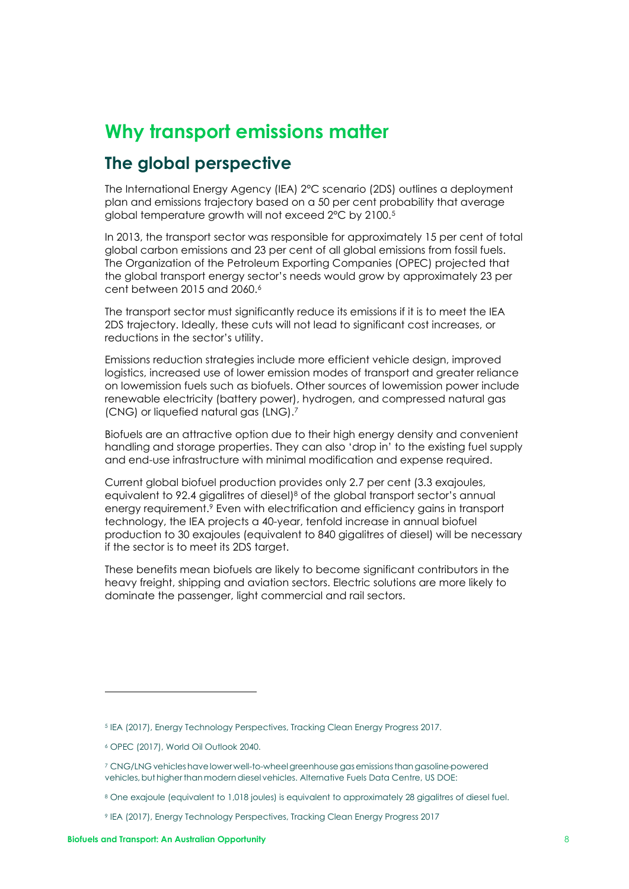# Why transport emissions matter

## The global perspective

The International Energy Agency (IEA) 2°C scenario (2DS) outlines a deployment plan and emissions trajectory based on a 50 per cent probability that average global temperature growth will not exceed 2°C by 2100.[5]

In 2013, the transport sector was responsible for approximately 15 per cent of total global carbon emissions and 23 per cent of all global emissions from fossil fuels. The Organization of the Petroleum Exporting Companies (OPEC) projected that the global transport energy sector's needs would grow by approximately 23 per cent between 2015 and 2060.[6]

The transport sector must significantly reduce its emissions if it is to meet the IEA 2DS trajectory. Ideally, these cuts will not lead to significant cost increases, or reductions in the sector's utility.

Emissions reduction strategies include more efficient vehicle design, improved logistics, increased use of lower emission modes of transport and greater reliance on lowemission fuels such as biofuels. Other sources of lowemission power include renewable electricity (battery power), hydrogen, and compressed natural gas (CNG) or liquefied natural gas (LNG).[7]

Biofuels are an attractive option due to their high energy density and convenient handling and storage properties. They can also 'drop in' to the existing fuel supply and end-use infrastructure with minimal modification and expense required.

Current global biofuel production provides only 2.7 per cent (3.3 exajoules, equivalent to 92.4 gigalitres of diesel)[8] of the global transport sector's annual energy requirement.[9] Even with electrification and efficiency gains in transport technology, the IEA projects a 40-year, tenfold increase in annual biofuel production to 30 exajoules (equivalent to 840 gigalitres of diesel) will be necessary if the sector is to meet its 2DS target.

These benefits mean biofuels are likely to become significant contributors in the heavy freight, shipping and aviation sectors. Electric solutions are more likely to dominate the passenger, light commercial and rail sectors.

---

[5] IEA (2017), Energy Technology Perspectives, Tracking Clean Energy Progress 2017.

[6] OPEC (2017), World Oil Outlook 2040.

[7] CNG/LNG vehicles have lower well-to-wheel greenhouse gas emissions than gasoline-powered vehicles, but higher than modern diesel vehicles. Alternative Fuels Data Centre, US DOE:

[8] One exajoule (equivalent to 1,018 joules) is equivalent to approximately 28 gigalitres of diesel fuel.

[9] IEA (2017), Energy Technology Perspectives, Tracking Clean Energy Progress 2017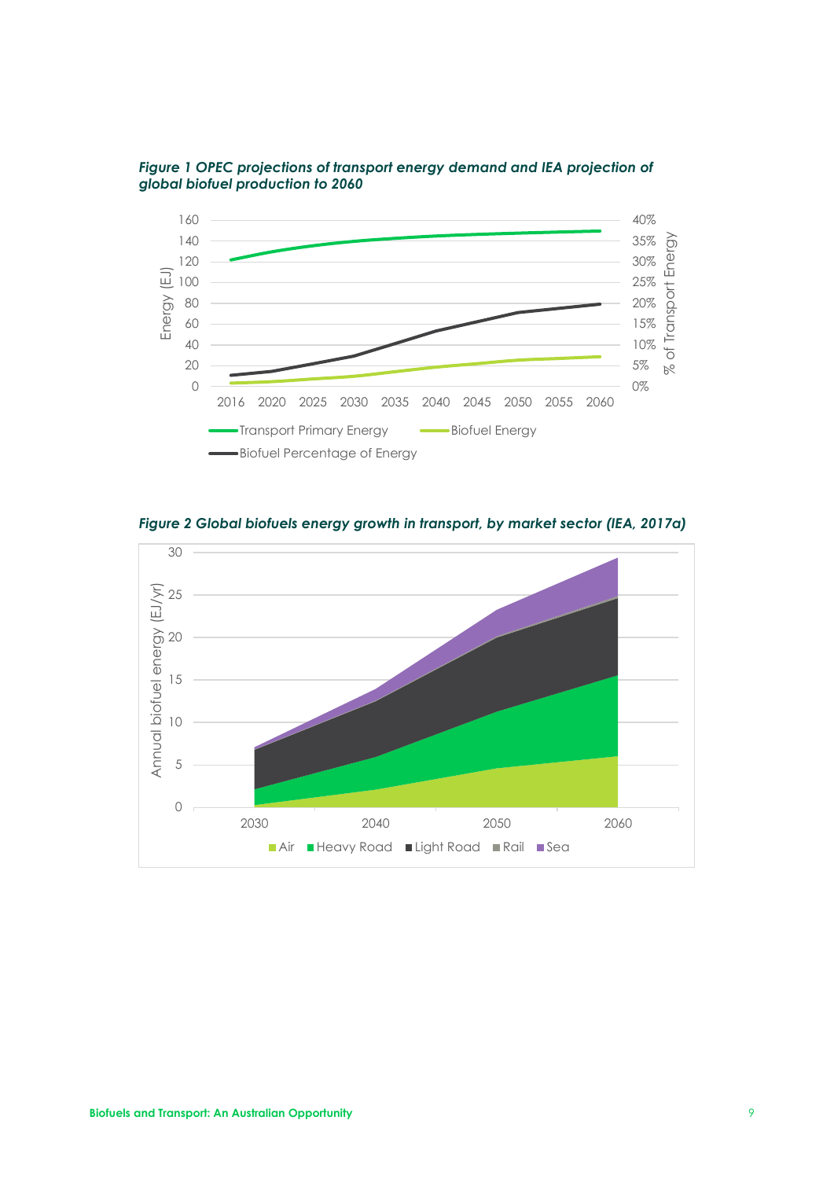***Figure 1 OPEC projections of transport energy demand and IEA projection of global biofuel production to 2060***

***Figure 2 Global biofuels energy growth in transport, by market sector (IEA, 2017a)***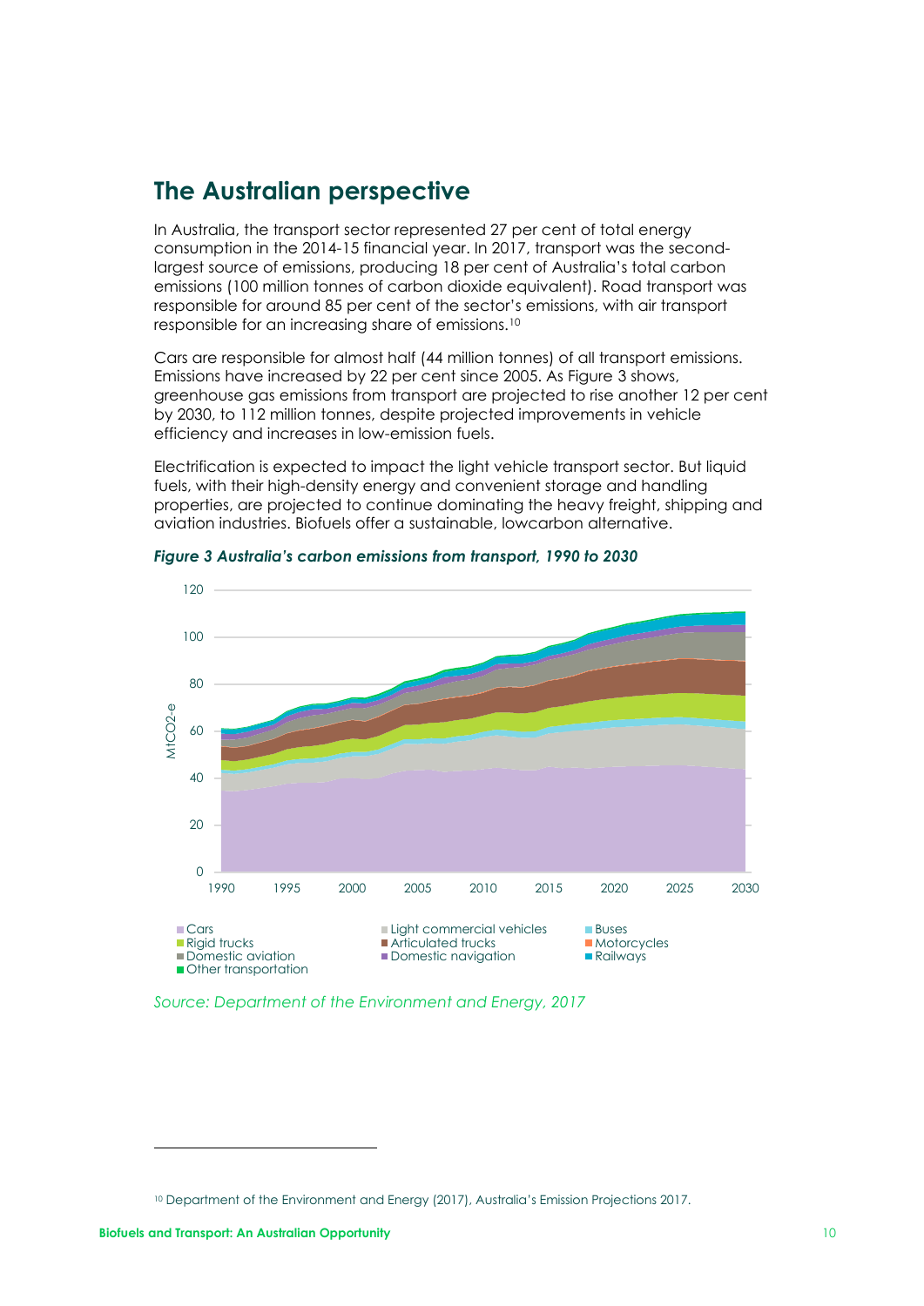## The Australian perspective

In Australia, the transport sector represented 27 per cent of total energy consumption in the 2014-15 financial year. In 2017, transport was the second-largest source of emissions, producing 18 per cent of Australia's total carbon emissions (100 million tonnes of carbon dioxide equivalent). Road transport was responsible for around 85 per cent of the sector's emissions, with air transport responsible for an increasing share of emissions.[10]

Cars are responsible for almost half (44 million tonnes) of all transport emissions. Emissions have increased by 22 per cent since 2005. As Figure 3 shows, greenhouse gas emissions from transport are projected to rise another 12 per cent by 2030, to 112 million tonnes, despite projected improvements in vehicle efficiency and increases in low-emission fuels.

Electrification is expected to impact the light vehicle transport sector. But liquid fuels, with their high-density energy and convenient storage and handling properties, are projected to continue dominating the heavy freight, shipping and aviation industries. Biofuels offer a sustainable, lowcarbon alternative.

***Figure 3 Australia's carbon emissions from transport, 1990 to 2030***

*Source: Department of the Environment and Energy, 2017*

---

[10] Department of the Environment and Energy (2017), Australia's Emission Projections 2017.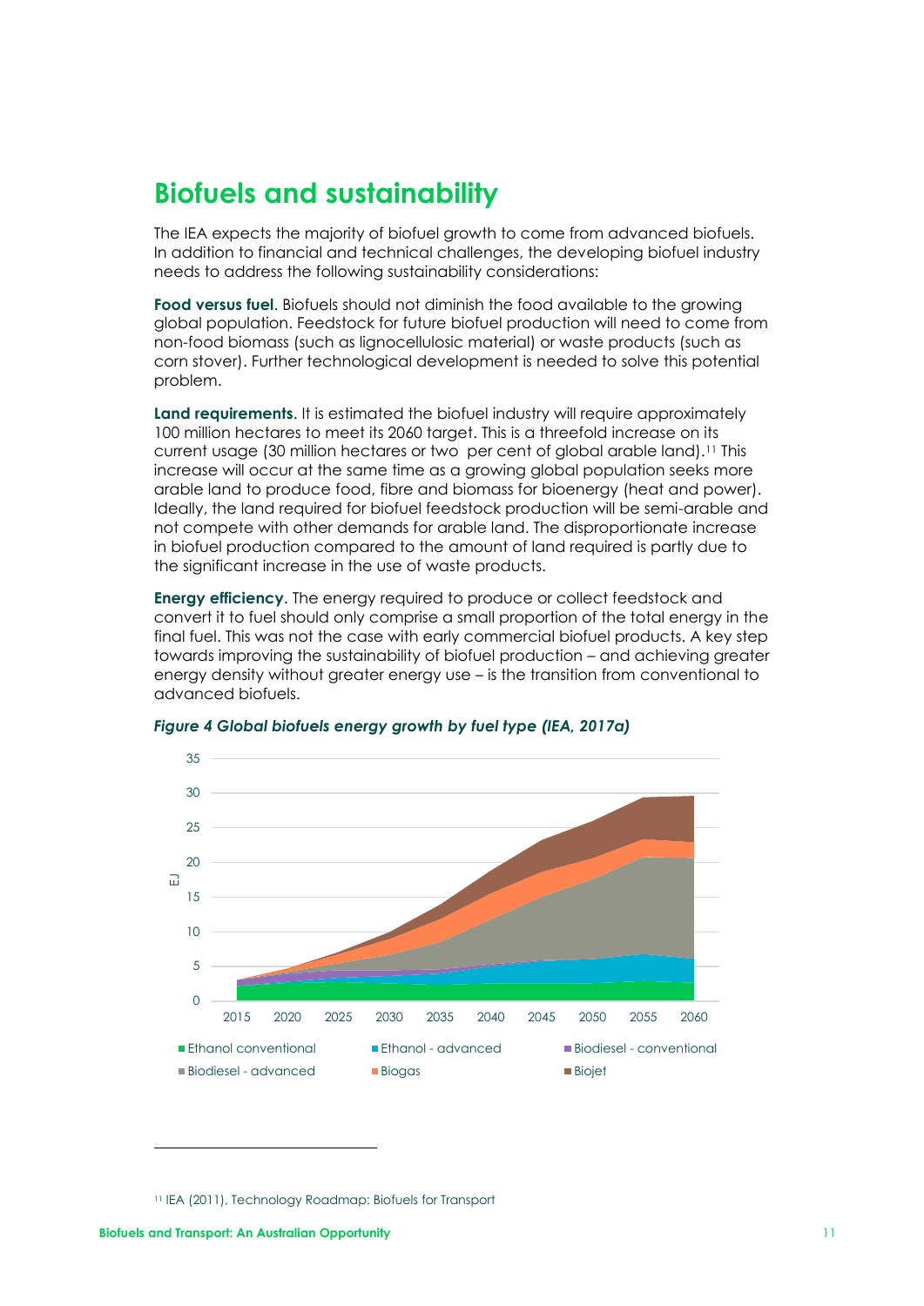## Biofuels and sustainability

The IEA expects the majority of biofuel growth to come from advanced biofuels. In addition to financial and technical challenges, the developing biofuel industry needs to address the following sustainability considerations:

**Food versus fuel**. Biofuels should not diminish the food available to the growing global population. Feedstock for future biofuel production will need to come from non-food biomass (such as lignocellulosic material) or waste products (such as corn stover). Further technological development is needed to solve this potential problem.

**Land requirements**. It is estimated the biofuel industry will require approximately 100 million hectares to meet its 2060 target. This is a threefold increase on its current usage (30 million hectares or two per cent of global arable land).[11] This increase will occur at the same time as a growing global population seeks more arable land to produce food, fibre and biomass for bioenergy (heat and power). Ideally, the land required for biofuel feedstock production will be semi-arable and not compete with other demands for arable land. The disproportionate increase in biofuel production compared to the amount of land required is partly due to the significant increase in the use of waste products.

**Energy efficiency**. The energy required to produce or collect feedstock and convert it to fuel should only comprise a small proportion of the total energy in the final fuel. This was not the case with early commercial biofuel products. A key step towards improving the sustainability of biofuel production – and achieving greater energy density without greater energy use – is the transition from conventional to advanced biofuels.

***Figure 4 Global biofuels energy growth by fuel type (IEA, 2017a)***

[11] IEA (2011), Technology Roadmap: Biofuels for Transport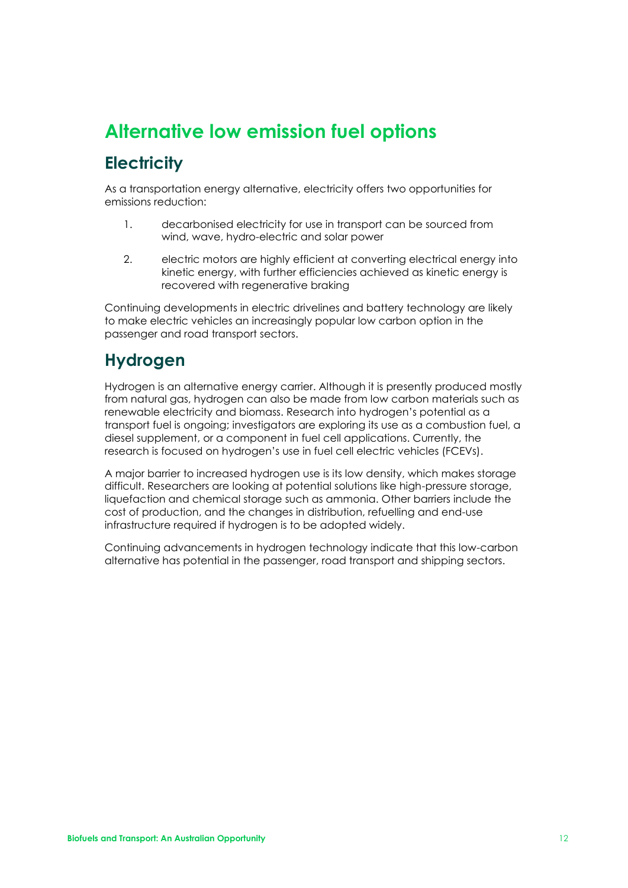# Alternative low emission fuel options

## Electricity

As a transportation energy alternative, electricity offers two opportunities for emissions reduction:

1. decarbonised electricity for use in transport can be sourced from wind, wave, hydro-electric and solar power
2. electric motors are highly efficient at converting electrical energy into kinetic energy, with further efficiencies achieved as kinetic energy is recovered with regenerative braking

Continuing developments in electric drivelines and battery technology are likely to make electric vehicles an increasingly popular low carbon option in the passenger and road transport sectors.

## Hydrogen

Hydrogen is an alternative energy carrier. Although it is presently produced mostly from natural gas, hydrogen can also be made from low carbon materials such as renewable electricity and biomass. Research into hydrogen's potential as a transport fuel is ongoing; investigators are exploring its use as a combustion fuel, a diesel supplement, or a component in fuel cell applications. Currently, the research is focused on hydrogen's use in fuel cell electric vehicles (FCEVs).

A major barrier to increased hydrogen use is its low density, which makes storage difficult. Researchers are looking at potential solutions like high-pressure storage, liquefaction and chemical storage such as ammonia. Other barriers include the cost of production, and the changes in distribution, refuelling and end-use infrastructure required if hydrogen is to be adopted widely.

Continuing advancements in hydrogen technology indicate that this low-carbon alternative has potential in the passenger, road transport and shipping sectors.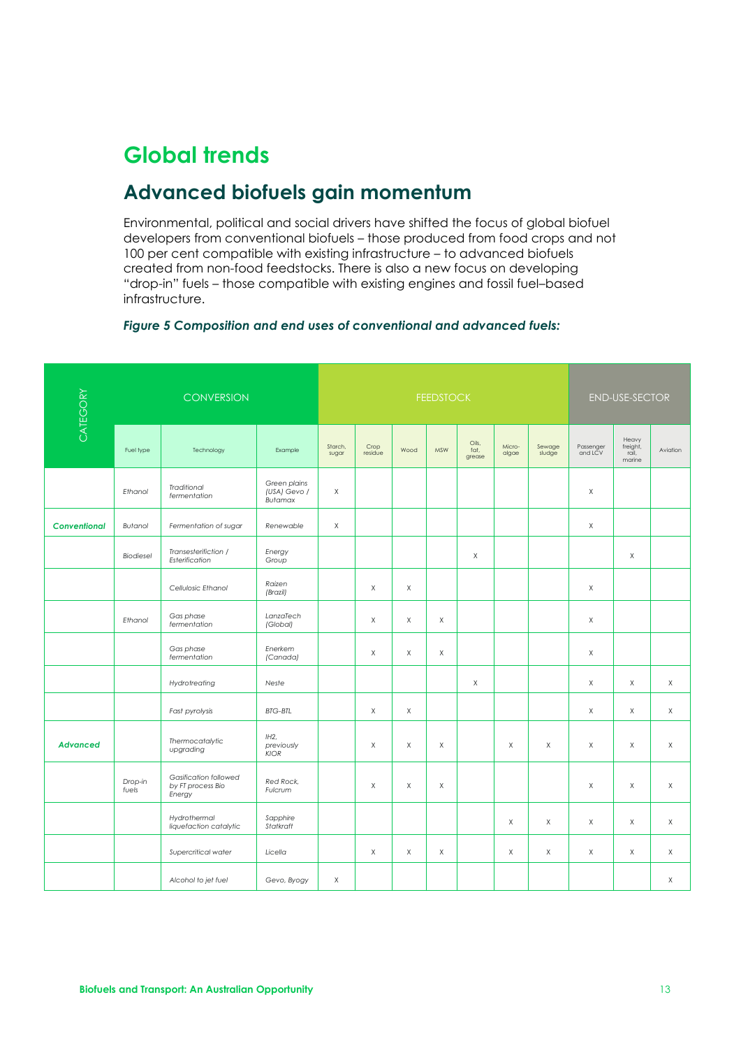# Global trends

## Advanced biofuels gain momentum

Environmental, political and social drivers have shifted the focus of global biofuel developers from conventional biofuels – those produced from food crops and not 100 per cent compatible with existing infrastructure – to advanced biofuels created from non-food feedstocks. There is also a new focus on developing "drop-in" fuels – those compatible with existing engines and fossil fuel–based infrastructure.

***Figure 5 Composition and end uses of conventional and advanced fuels:***

| CATEGORY | CONVERSION | | | FEEDSTOCK | | | | | | | END-USE-SECTOR | | |
|---|---|---|---|---|---|---|---|---|---|---|---|---|---|
| | Fuel type | Technology | Example | Starch, sugar | Crop residue | Wood | MSW | Oils, fat, grease | Micro-algae | Sewage sludge | Passenger and LCV | Heavy freight, rail, marine | Aviation |
| | *Ethanol* | *Traditional fermentation* | *Green plains (USA) Gevo / Butamax* | X | | | | | | | X | | |
| ***Conventional*** | *Butanol* | *Fermentation of sugar* | *Renewable* | X | | | | | | | X | | |
| | *Biodiesel* | *Transesterifiction / Esterification* | *Energy Group* | | | | | X | | | | X | |
| | | *Cellulosic Ethanol* | *Raizen (Brazil)* | | X | X | | | | | X | | |
| | *Ethanol* | *Gas phase fermentation* | *LanzaTech (Global)* | | X | X | X | | | | X | | |
| | | *Gas phase fermentation* | *Enerkem (Canada)* | | X | X | X | | | | X | | |
| | | *Hydrotreating* | *Neste* | | | | | X | | | X | X | X |
| | | *Fast pyrolysis* | *BTG-BTL* | | X | X | | | | | X | X | X |
| ***Advanced*** | | *Thermocatalytic upgrading* | *IH2, previously KIOR* | | X | X | X | | X | X | X | X | X |
| | *Drop-in fuels* | *Gasification followed by FT process Bio Energy* | *Red Rock, Fulcrum* | | X | X | X | | | | X | X | X |
| | | *Hydrothermal liquefaction catalytic* | *Sapphire Statkraft* | | | | | | X | X | X | X | X |
| | | *Supercritical water* | *Licella* | | X | X | X | | X | X | X | X | X |
| | | *Alcohol to jet fuel* | *Gevo, Byogy* | X | | | | | | | | | X |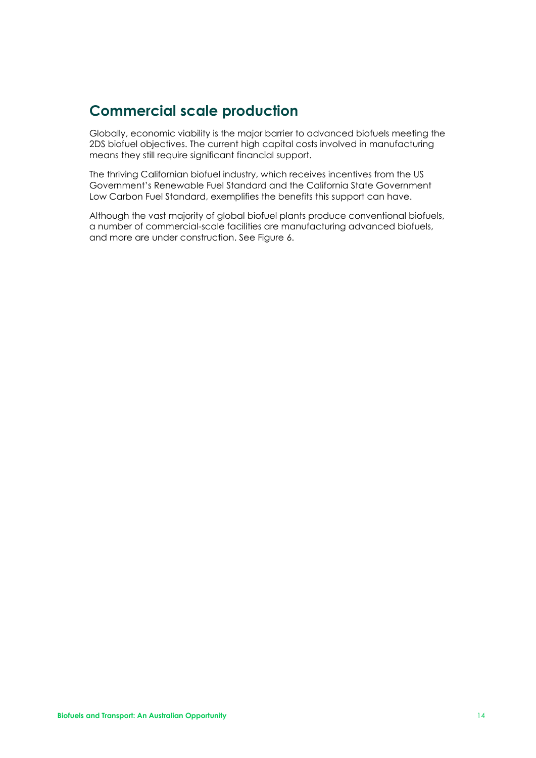## Commercial scale production

Globally, economic viability is the major barrier to advanced biofuels meeting the 2DS biofuel objectives. The current high capital costs involved in manufacturing means they still require significant financial support.

The thriving Californian biofuel industry, which receives incentives from the US Government's Renewable Fuel Standard and the California State Government Low Carbon Fuel Standard, exemplifies the benefits this support can have.

Although the vast majority of global biofuel plants produce conventional biofuels, a number of commercial-scale facilities are manufacturing advanced biofuels, and more are under construction. See Figure 6.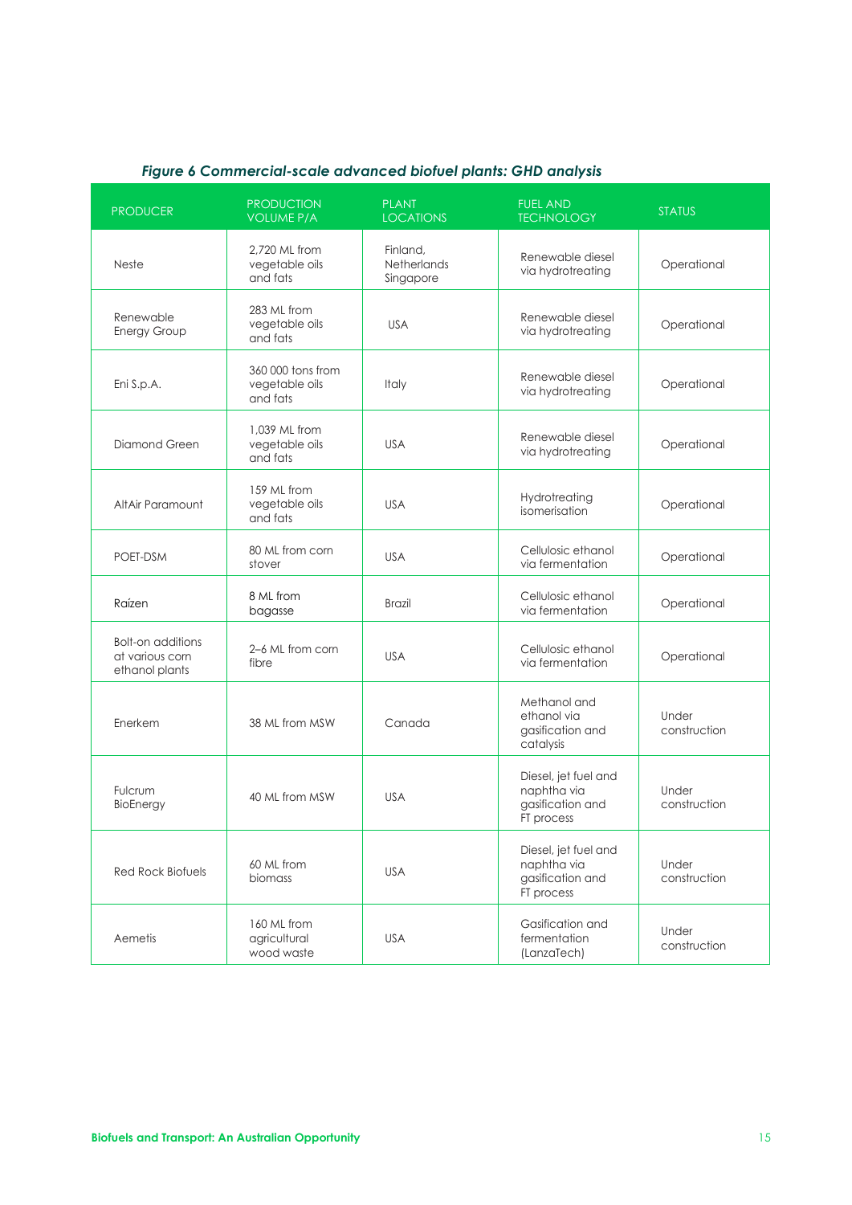*Figure 6 Commercial-scale advanced biofuel plants: GHD analysis*

| PRODUCER | PRODUCTION VOLUME P/A | PLANT LOCATIONS | FUEL AND TECHNOLOGY | STATUS |
|---|---|---|---|---|
| Neste | 2,720 ML from vegetable oils and fats | Finland, Netherlands Singapore | Renewable diesel via hydrotreating | Operational |
| Renewable Energy Group | 283 ML from vegetable oils and fats | USA | Renewable diesel via hydrotreating | Operational |
| Eni S.p.A. | 360 000 tons from vegetable oils and fats | Italy | Renewable diesel via hydrotreating | Operational |
| Diamond Green | 1,039 ML from vegetable oils and fats | USA | Renewable diesel via hydrotreating | Operational |
| AltAir Paramount | 159 ML from vegetable oils and fats | USA | Hydrotreating isomerisation | Operational |
| POET-DSM | 80 ML from corn stover | USA | Cellulosic ethanol via fermentation | Operational |
| Raízen | 8 ML from bagasse | Brazil | Cellulosic ethanol via fermentation | Operational |
| Bolt-on additions at various corn ethanol plants | 2–6 ML from corn fibre | USA | Cellulosic ethanol via fermentation | Operational |
| Enerkem | 38 ML from MSW | Canada | Methanol and ethanol via gasification and catalysis | Under construction |
| Fulcrum BioEnergy | 40 ML from MSW | USA | Diesel, jet fuel and naphtha via gasification and FT process | Under construction |
| Red Rock Biofuels | 60 ML from biomass | USA | Diesel, jet fuel and naphtha via gasification and FT process | Under construction |
| Aemetis | 160 ML from agricultural wood waste | USA | Gasification and fermentation (LanzaTech) | Under construction |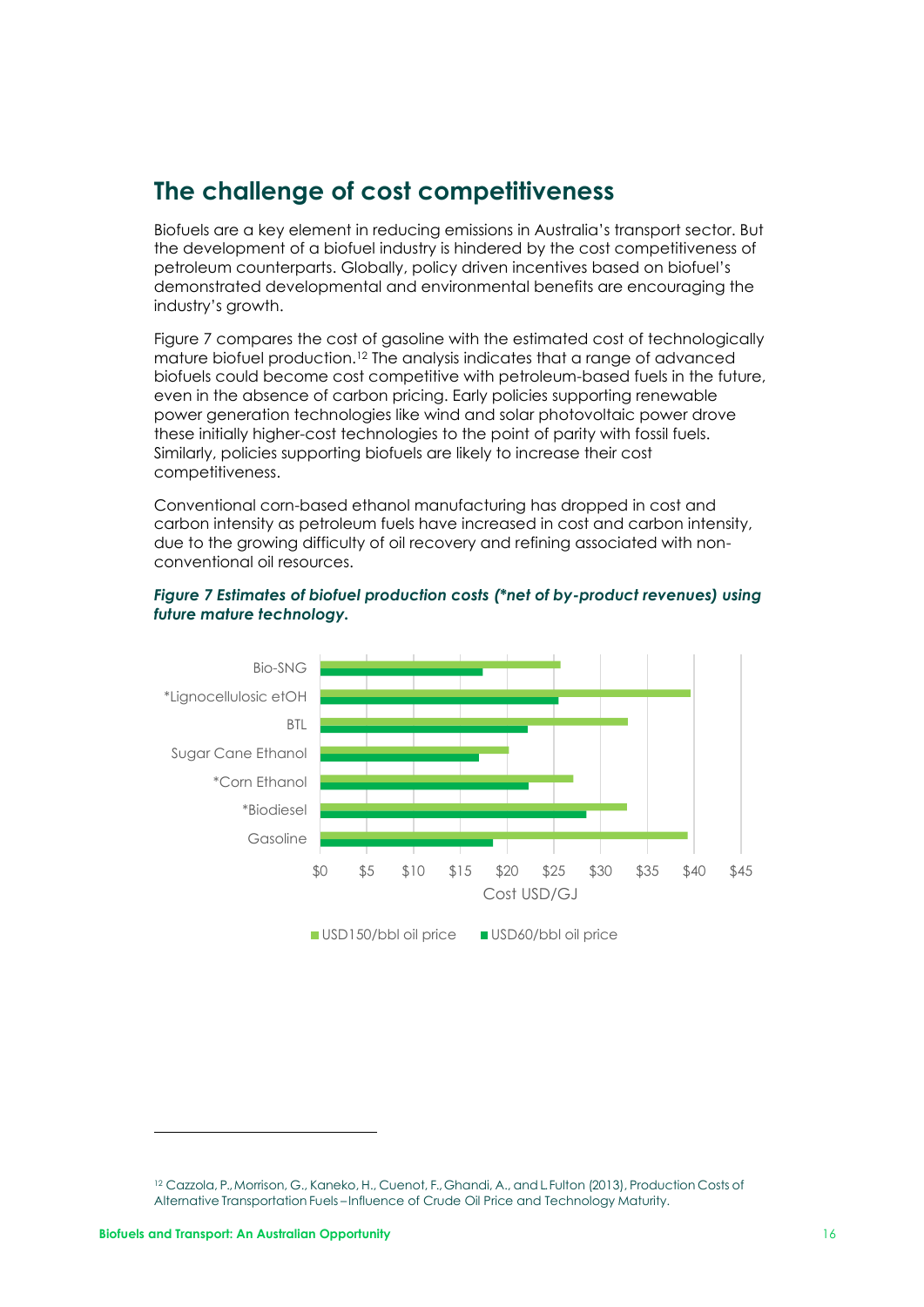## The challenge of cost competitiveness

Biofuels are a key element in reducing emissions in Australia's transport sector. But the development of a biofuel industry is hindered by the cost competitiveness of petroleum counterparts. Globally, policy driven incentives based on biofuel's demonstrated developmental and environmental benefits are encouraging the industry's growth.

Figure 7 compares the cost of gasoline with the estimated cost of technologically mature biofuel production.[12] The analysis indicates that a range of advanced biofuels could become cost competitive with petroleum-based fuels in the future, even in the absence of carbon pricing. Early policies supporting renewable power generation technologies like wind and solar photovoltaic power drove these initially higher-cost technologies to the point of parity with fossil fuels. Similarly, policies supporting biofuels are likely to increase their cost competitiveness.

Conventional corn-based ethanol manufacturing has dropped in cost and carbon intensity as petroleum fuels have increased in cost and carbon intensity, due to the growing difficulty of oil recovery and refining associated with non-conventional oil resources.

***Figure 7 Estimates of biofuel production costs (\*net of by-product revenues) using future mature technology.***

| Fuel | USD150/bbl oil price (Cost USD/GJ) | USD60/bbl oil price (Cost USD/GJ) |
|---|---|---|
| Bio-SNG | ~$26 | ~$17 |
| *Lignocellulosic etOH | ~$40 | ~$25 |
| BTL | ~$33 | ~$22 |
| Sugar Cane Ethanol | ~$20 | ~$17 |
| *Corn Ethanol | ~$27 | ~$22 |
| *Biodiesel | ~$33 | ~$28 |
| Gasoline | ~$39 | ~$18 |

---

[12] Cazzola, P., Morrison, G., Kaneko, H., Cuenot, F., Ghandi, A., and L Fulton (2013), Production Costs of Alternative Transportation Fuels – Influence of Crude Oil Price and Technology Maturity.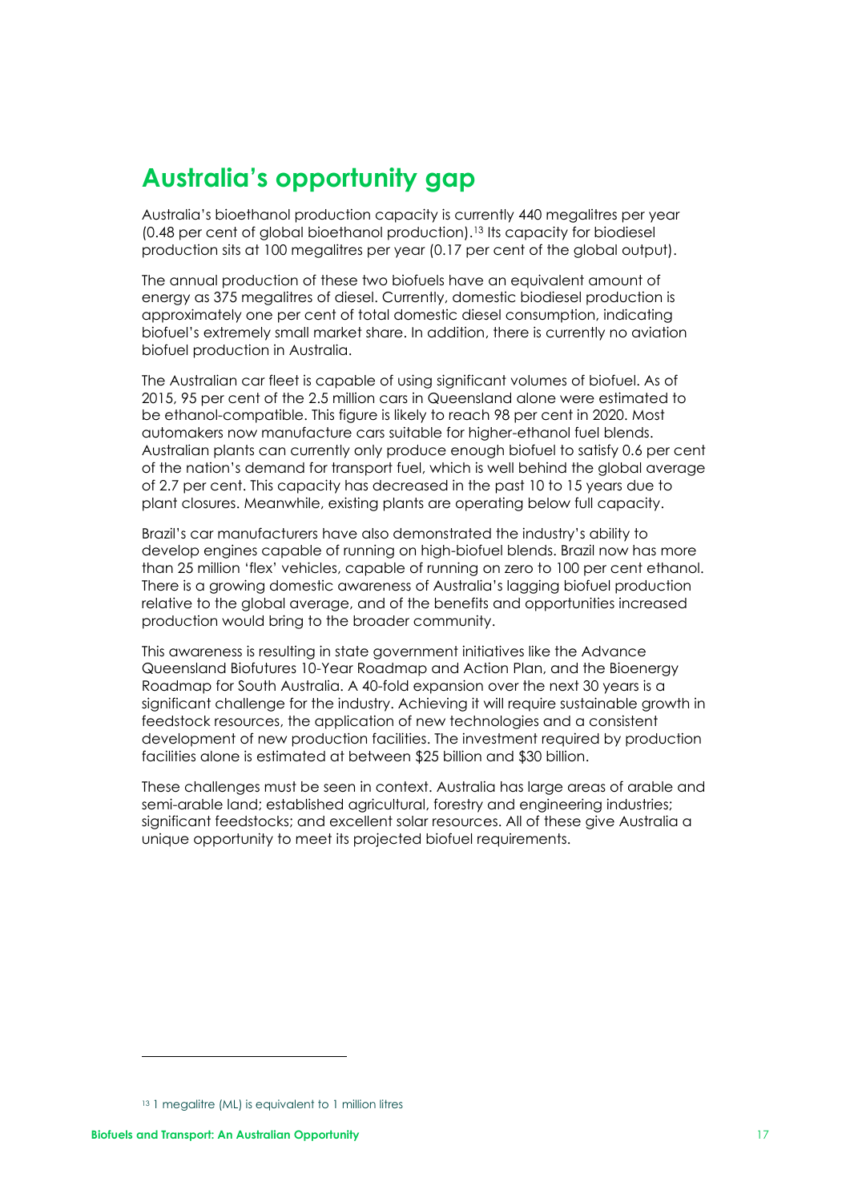# Australia's opportunity gap

Australia's bioethanol production capacity is currently 440 megalitres per year (0.48 per cent of global bioethanol production).[13] Its capacity for biodiesel production sits at 100 megalitres per year (0.17 per cent of the global output).

The annual production of these two biofuels have an equivalent amount of energy as 375 megalitres of diesel. Currently, domestic biodiesel production is approximately one per cent of total domestic diesel consumption, indicating biofuel's extremely small market share. In addition, there is currently no aviation biofuel production in Australia.

The Australian car fleet is capable of using significant volumes of biofuel. As of 2015, 95 per cent of the 2.5 million cars in Queensland alone were estimated to be ethanol-compatible. This figure is likely to reach 98 per cent in 2020. Most automakers now manufacture cars suitable for higher-ethanol fuel blends. Australian plants can currently only produce enough biofuel to satisfy 0.6 per cent of the nation's demand for transport fuel, which is well behind the global average of 2.7 per cent. This capacity has decreased in the past 10 to 15 years due to plant closures. Meanwhile, existing plants are operating below full capacity.

Brazil's car manufacturers have also demonstrated the industry's ability to develop engines capable of running on high-biofuel blends. Brazil now has more than 25 million 'flex' vehicles, capable of running on zero to 100 per cent ethanol. There is a growing domestic awareness of Australia's lagging biofuel production relative to the global average, and of the benefits and opportunities increased production would bring to the broader community.

This awareness is resulting in state government initiatives like the Advance Queensland Biofutures 10-Year Roadmap and Action Plan, and the Bioenergy Roadmap for South Australia. A 40-fold expansion over the next 30 years is a significant challenge for the industry. Achieving it will require sustainable growth in feedstock resources, the application of new technologies and a consistent development of new production facilities. The investment required by production facilities alone is estimated at between $25 billion and $30 billion.

These challenges must be seen in context. Australia has large areas of arable and semi-arable land; established agricultural, forestry and engineering industries; significant feedstocks; and excellent solar resources. All of these give Australia a unique opportunity to meet its projected biofuel requirements.

---

[13] 1 megalitre (ML) is equivalent to 1 million litres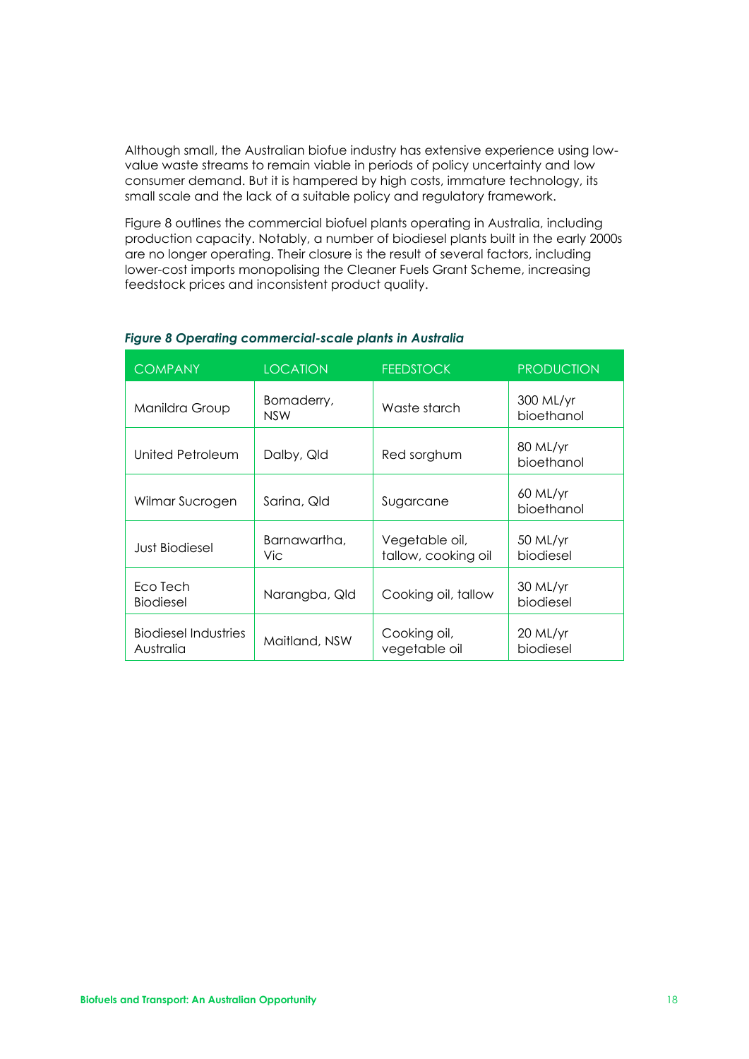Although small, the Australian biofue industry has extensive experience using low-value waste streams to remain viable in periods of policy uncertainty and low consumer demand. But it is hampered by high costs, immature technology, its small scale and the lack of a suitable policy and regulatory framework.

Figure 8 outlines the commercial biofuel plants operating in Australia, including production capacity. Notably, a number of biodiesel plants built in the early 2000s are no longer operating. Their closure is the result of several factors, including lower-cost imports monopolising the Cleaner Fuels Grant Scheme, increasing feedstock prices and inconsistent product quality.

***Figure 8 Operating commercial-scale plants in Australia***

| COMPANY | LOCATION | FEEDSTOCK | PRODUCTION |
|---|---|---|---|
| Manildra Group | Bomaderry, NSW | Waste starch | 300 ML/yr bioethanol |
| United Petroleum | Dalby, Qld | Red sorghum | 80 ML/yr bioethanol |
| Wilmar Sucrogen | Sarina, Qld | Sugarcane | 60 ML/yr bioethanol |
| Just Biodiesel | Barnawartha, Vic | Vegetable oil, tallow, cooking oil | 50 ML/yr biodiesel |
| Eco Tech Biodiesel | Narangba, Qld | Cooking oil, tallow | 30 ML/yr biodiesel |
| Biodiesel Industries Australia | Maitland, NSW | Cooking oil, vegetable oil | 20 ML/yr biodiesel |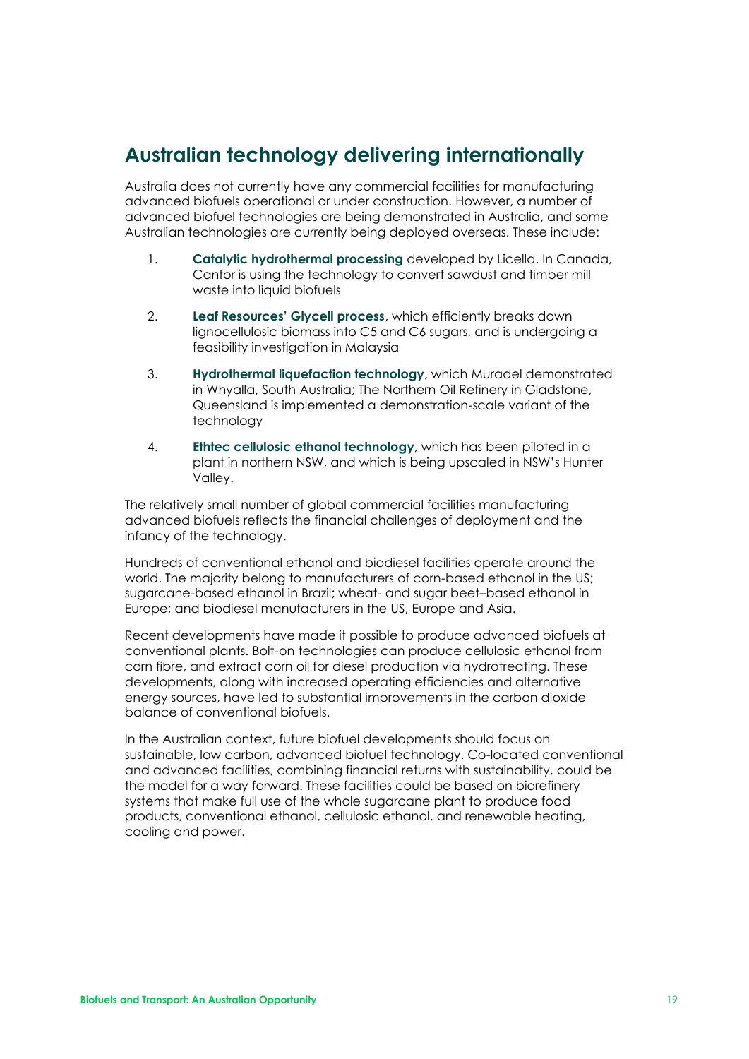## Australian technology delivering internationally

Australia does not currently have any commercial facilities for manufacturing advanced biofuels operational or under construction. However, a number of advanced biofuel technologies are being demonstrated in Australia, and some Australian technologies are currently being deployed overseas. These include:

1. **Catalytic hydrothermal processing** developed by Licella. In Canada, Canfor is using the technology to convert sawdust and timber mill waste into liquid biofuels
2. **Leaf Resources' Glycell process**, which efficiently breaks down lignocellulosic biomass into C5 and C6 sugars, and is undergoing a feasibility investigation in Malaysia
3. **Hydrothermal liquefaction technology**, which Muradel demonstrated in Whyalla, South Australia; The Northern Oil Refinery in Gladstone, Queensland is implemented a demonstration-scale variant of the technology
4. **Ethtec cellulosic ethanol technology**, which has been piloted in a plant in northern NSW, and which is being upscaled in NSW's Hunter Valley.

The relatively small number of global commercial facilities manufacturing advanced biofuels reflects the financial challenges of deployment and the infancy of the technology.

Hundreds of conventional ethanol and biodiesel facilities operate around the world. The majority belong to manufacturers of corn-based ethanol in the US; sugarcane-based ethanol in Brazil; wheat- and sugar beet–based ethanol in Europe; and biodiesel manufacturers in the US, Europe and Asia.

Recent developments have made it possible to produce advanced biofuels at conventional plants. Bolt-on technologies can produce cellulosic ethanol from corn fibre, and extract corn oil for diesel production via hydrotreating. These developments, along with increased operating efficiencies and alternative energy sources, have led to substantial improvements in the carbon dioxide balance of conventional biofuels.

In the Australian context, future biofuel developments should focus on sustainable, low carbon, advanced biofuel technology. Co-located conventional and advanced facilities, combining financial returns with sustainability, could be the model for a way forward. These facilities could be based on biorefinery systems that make full use of the whole sugarcane plant to produce food products, conventional ethanol, cellulosic ethanol, and renewable heating, cooling and power.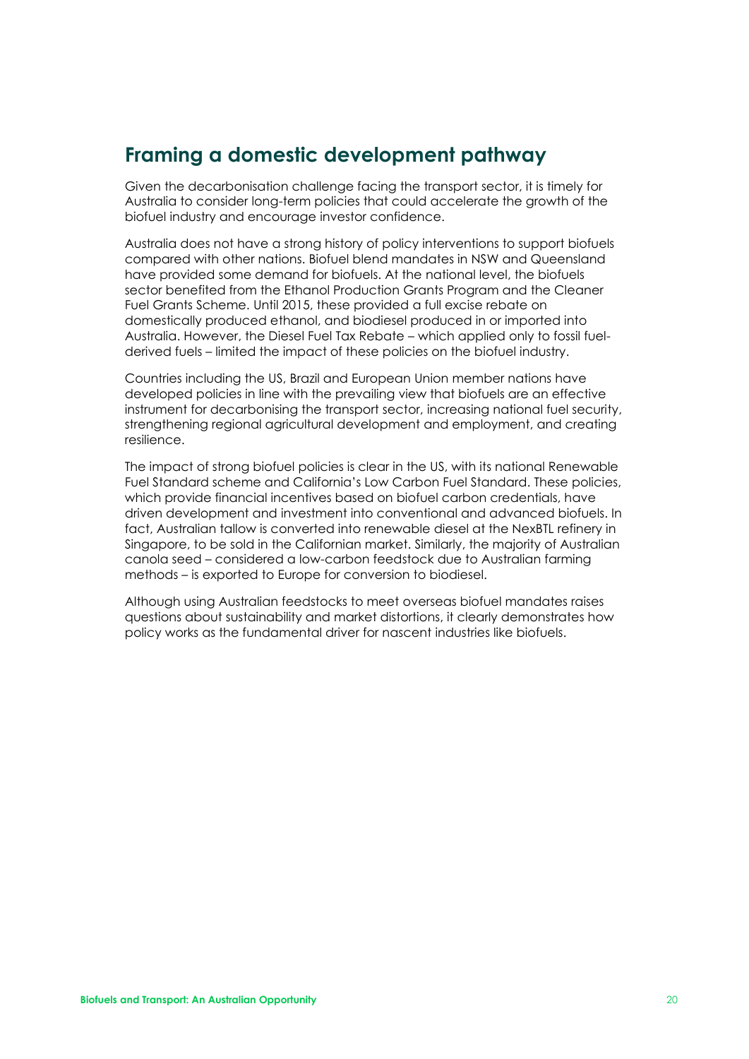## Framing a domestic development pathway

Given the decarbonisation challenge facing the transport sector, it is timely for Australia to consider long-term policies that could accelerate the growth of the biofuel industry and encourage investor confidence.

Australia does not have a strong history of policy interventions to support biofuels compared with other nations. Biofuel blend mandates in NSW and Queensland have provided some demand for biofuels. At the national level, the biofuels sector benefited from the Ethanol Production Grants Program and the Cleaner Fuel Grants Scheme. Until 2015, these provided a full excise rebate on domestically produced ethanol, and biodiesel produced in or imported into Australia. However, the Diesel Fuel Tax Rebate – which applied only to fossil fuel-derived fuels – limited the impact of these policies on the biofuel industry.

Countries including the US, Brazil and European Union member nations have developed policies in line with the prevailing view that biofuels are an effective instrument for decarbonising the transport sector, increasing national fuel security, strengthening regional agricultural development and employment, and creating resilience.

The impact of strong biofuel policies is clear in the US, with its national Renewable Fuel Standard scheme and California's Low Carbon Fuel Standard. These policies, which provide financial incentives based on biofuel carbon credentials, have driven development and investment into conventional and advanced biofuels. In fact, Australian tallow is converted into renewable diesel at the NexBTL refinery in Singapore, to be sold in the Californian market. Similarly, the majority of Australian canola seed – considered a low-carbon feedstock due to Australian farming methods – is exported to Europe for conversion to biodiesel.

Although using Australian feedstocks to meet overseas biofuel mandates raises questions about sustainability and market distortions, it clearly demonstrates how policy works as the fundamental driver for nascent industries like biofuels.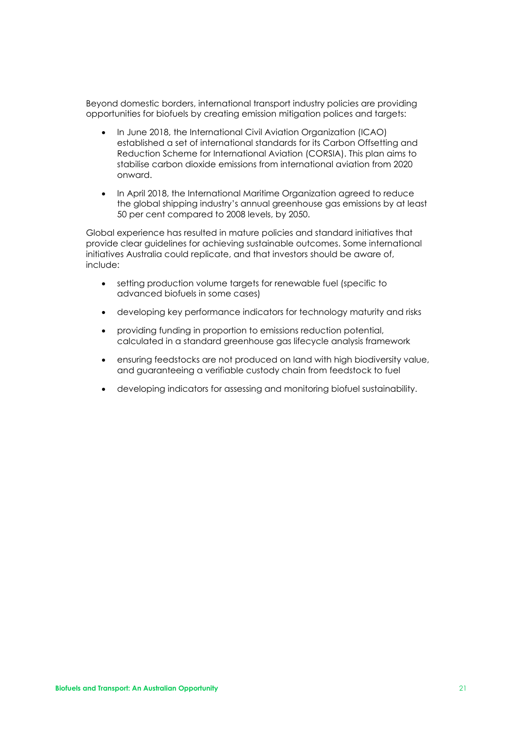Beyond domestic borders, international transport industry policies are providing opportunities for biofuels by creating emission mitigation polices and targets:

- In June 2018, the International Civil Aviation Organization (ICAO) established a set of international standards for its Carbon Offsetting and Reduction Scheme for International Aviation (CORSIA). This plan aims to stabilise carbon dioxide emissions from international aviation from 2020 onward.
- In April 2018, the International Maritime Organization agreed to reduce the global shipping industry's annual greenhouse gas emissions by at least 50 per cent compared to 2008 levels, by 2050.

Global experience has resulted in mature policies and standard initiatives that provide clear guidelines for achieving sustainable outcomes. Some international initiatives Australia could replicate, and that investors should be aware of, include:

- setting production volume targets for renewable fuel (specific to advanced biofuels in some cases)
- developing key performance indicators for technology maturity and risks
- providing funding in proportion to emissions reduction potential, calculated in a standard greenhouse gas lifecycle analysis framework
- ensuring feedstocks are not produced on land with high biodiversity value, and guaranteeing a verifiable custody chain from feedstock to fuel
- developing indicators for assessing and monitoring biofuel sustainability.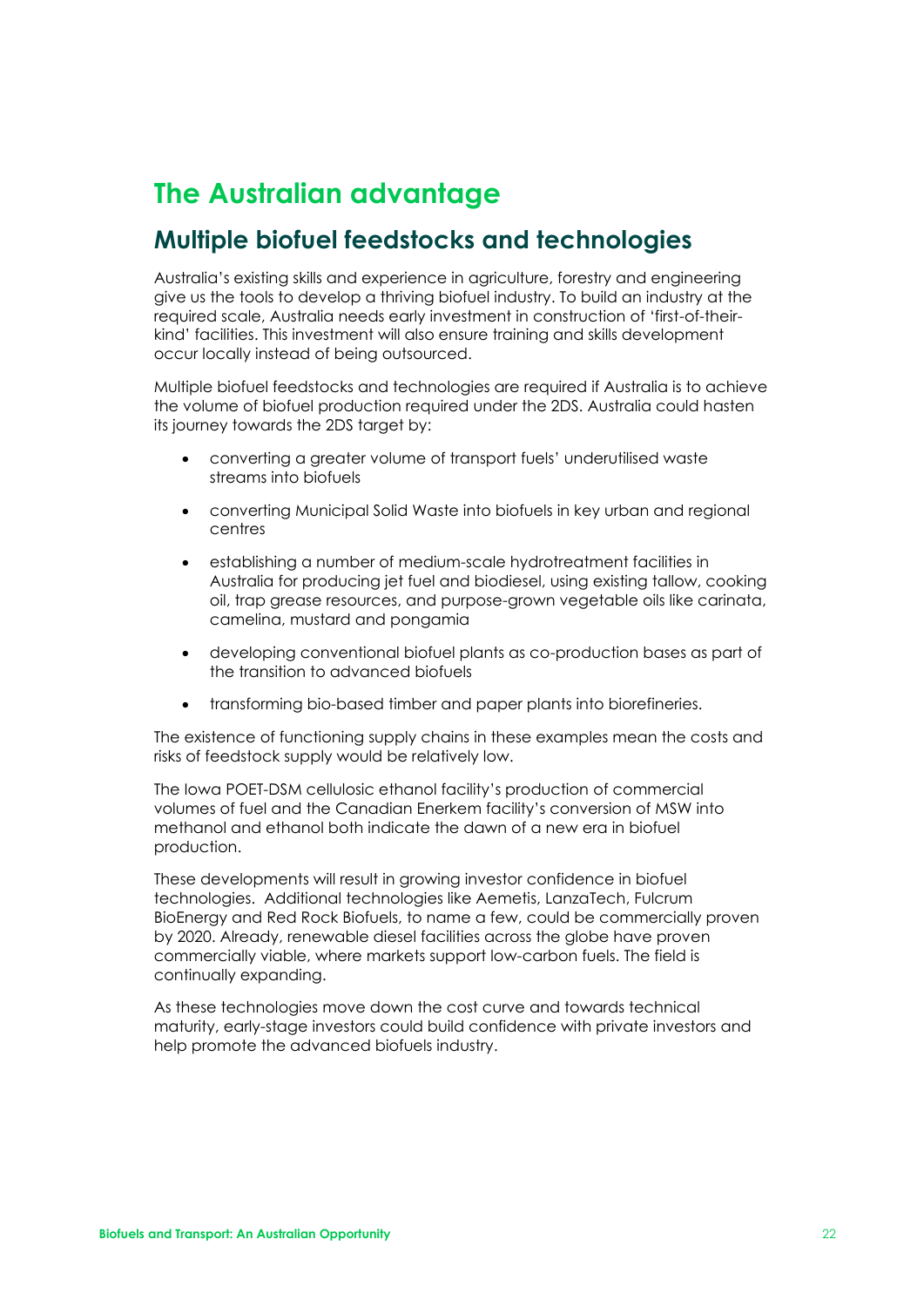# The Australian advantage

## Multiple biofuel feedstocks and technologies

Australia's existing skills and experience in agriculture, forestry and engineering give us the tools to develop a thriving biofuel industry. To build an industry at the required scale, Australia needs early investment in construction of 'first-of-their-kind' facilities. This investment will also ensure training and skills development occur locally instead of being outsourced.

Multiple biofuel feedstocks and technologies are required if Australia is to achieve the volume of biofuel production required under the 2DS. Australia could hasten its journey towards the 2DS target by:

- converting a greater volume of transport fuels' underutilised waste streams into biofuels
- converting Municipal Solid Waste into biofuels in key urban and regional centres
- establishing a number of medium-scale hydrotreatment facilities in Australia for producing jet fuel and biodiesel, using existing tallow, cooking oil, trap grease resources, and purpose-grown vegetable oils like carinata, camelina, mustard and pongamia
- developing conventional biofuel plants as co-production bases as part of the transition to advanced biofuels
- transforming bio-based timber and paper plants into biorefineries.

The existence of functioning supply chains in these examples mean the costs and risks of feedstock supply would be relatively low.

The Iowa POET-DSM cellulosic ethanol facility's production of commercial volumes of fuel and the Canadian Enerkem facility's conversion of MSW into methanol and ethanol both indicate the dawn of a new era in biofuel production.

These developments will result in growing investor confidence in biofuel technologies. Additional technologies like Aemetis, LanzaTech, Fulcrum BioEnergy and Red Rock Biofuels, to name a few, could be commercially proven by 2020. Already, renewable diesel facilities across the globe have proven commercially viable, where markets support low-carbon fuels. The field is continually expanding.

As these technologies move down the cost curve and towards technical maturity, early-stage investors could build confidence with private investors and help promote the advanced biofuels industry.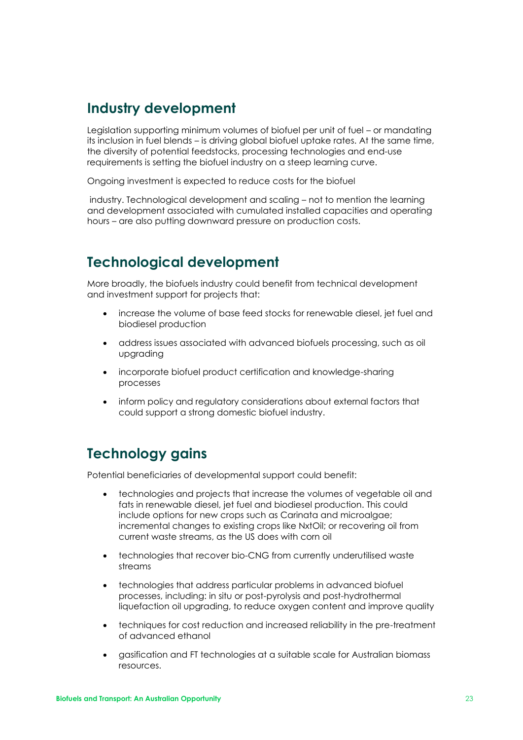## Industry development

Legislation supporting minimum volumes of biofuel per unit of fuel – or mandating its inclusion in fuel blends – is driving global biofuel uptake rates. At the same time, the diversity of potential feedstocks, processing technologies and end-use requirements is setting the biofuel industry on a steep learning curve.

Ongoing investment is expected to reduce costs for the biofuel

industry. Technological development and scaling – not to mention the learning and development associated with cumulated installed capacities and operating hours – are also putting downward pressure on production costs.

## Technological development

More broadly, the biofuels industry could benefit from technical development and investment support for projects that:

- increase the volume of base feed stocks for renewable diesel, jet fuel and biodiesel production
- address issues associated with advanced biofuels processing, such as oil upgrading
- incorporate biofuel product certification and knowledge-sharing processes
- inform policy and regulatory considerations about external factors that could support a strong domestic biofuel industry.

## Technology gains

Potential beneficiaries of developmental support could benefit:

- technologies and projects that increase the volumes of vegetable oil and fats in renewable diesel, jet fuel and biodiesel production. This could include options for new crops such as Carinata and microalgae; incremental changes to existing crops like NxtOil; or recovering oil from current waste streams, as the US does with corn oil
- technologies that recover bio-CNG from currently underutilised waste streams
- technologies that address particular problems in advanced biofuel processes, including: in situ or post-pyrolysis and post-hydrothermal liquefaction oil upgrading, to reduce oxygen content and improve quality
- techniques for cost reduction and increased reliability in the pre-treatment of advanced ethanol
- gasification and FT technologies at a suitable scale for Australian biomass resources.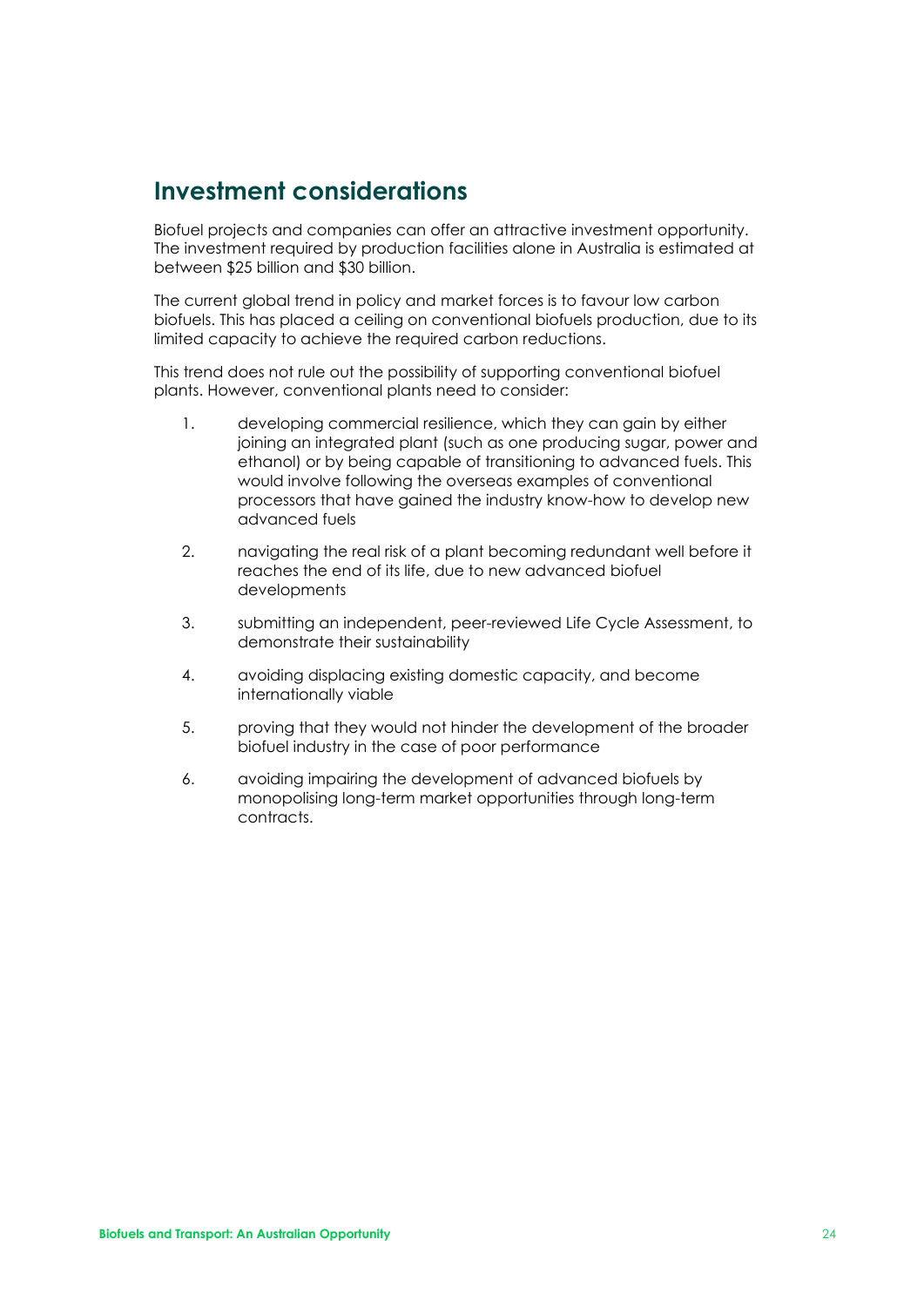## Investment considerations

Biofuel projects and companies can offer an attractive investment opportunity. The investment required by production facilities alone in Australia is estimated at between $25 billion and $30 billion.

The current global trend in policy and market forces is to favour low carbon biofuels. This has placed a ceiling on conventional biofuels production, due to its limited capacity to achieve the required carbon reductions.

This trend does not rule out the possibility of supporting conventional biofuel plants. However, conventional plants need to consider:

1. developing commercial resilience, which they can gain by either joining an integrated plant (such as one producing sugar, power and ethanol) or by being capable of transitioning to advanced fuels. This would involve following the overseas examples of conventional processors that have gained the industry know-how to develop new advanced fuels
2. navigating the real risk of a plant becoming redundant well before it reaches the end of its life, due to new advanced biofuel developments
3. submitting an independent, peer-reviewed Life Cycle Assessment, to demonstrate their sustainability
4. avoiding displacing existing domestic capacity, and become internationally viable
5. proving that they would not hinder the development of the broader biofuel industry in the case of poor performance
6. avoiding impairing the development of advanced biofuels by monopolising long-term market opportunities through long-term contracts.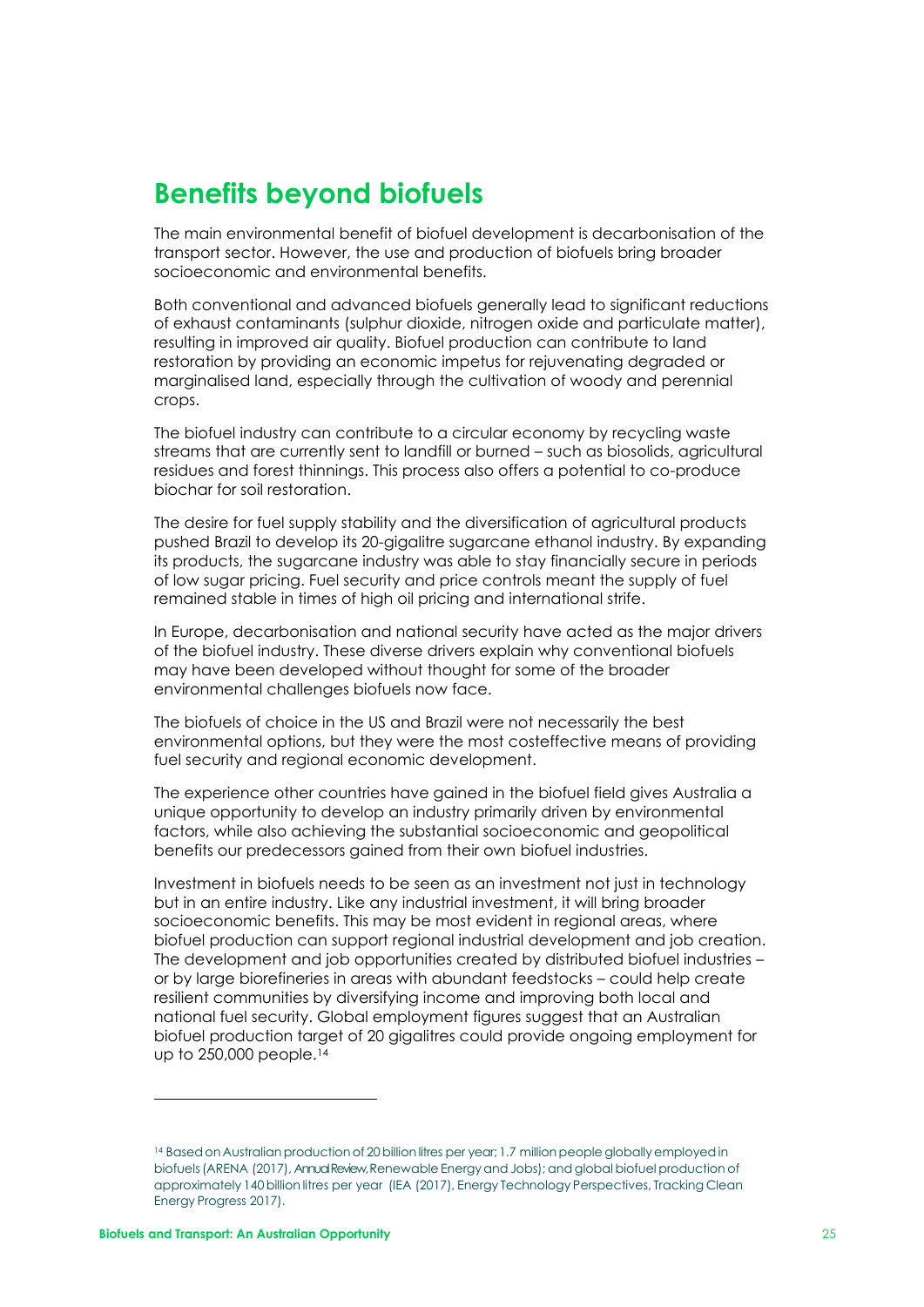## Benefits beyond biofuels

The main environmental benefit of biofuel development is decarbonisation of the transport sector. However, the use and production of biofuels bring broader socioeconomic and environmental benefits.

Both conventional and advanced biofuels generally lead to significant reductions of exhaust contaminants (sulphur dioxide, nitrogen oxide and particulate matter), resulting in improved air quality. Biofuel production can contribute to land restoration by providing an economic impetus for rejuvenating degraded or marginalised land, especially through the cultivation of woody and perennial crops.

The biofuel industry can contribute to a circular economy by recycling waste streams that are currently sent to landfill or burned – such as biosolids, agricultural residues and forest thinnings. This process also offers a potential to co-produce biochar for soil restoration.

The desire for fuel supply stability and the diversification of agricultural products pushed Brazil to develop its 20-gigalitre sugarcane ethanol industry. By expanding its products, the sugarcane industry was able to stay financially secure in periods of low sugar pricing. Fuel security and price controls meant the supply of fuel remained stable in times of high oil pricing and international strife.

In Europe, decarbonisation and national security have acted as the major drivers of the biofuel industry. These diverse drivers explain why conventional biofuels may have been developed without thought for some of the broader environmental challenges biofuels now face.

The biofuels of choice in the US and Brazil were not necessarily the best environmental options, but they were the most costeffective means of providing fuel security and regional economic development.

The experience other countries have gained in the biofuel field gives Australia a unique opportunity to develop an industry primarily driven by environmental factors, while also achieving the substantial socioeconomic and geopolitical benefits our predecessors gained from their own biofuel industries.

Investment in biofuels needs to be seen as an investment not just in technology but in an entire industry. Like any industrial investment, it will bring broader socioeconomic benefits. This may be most evident in regional areas, where biofuel production can support regional industrial development and job creation. The development and job opportunities created by distributed biofuel industries – or by large biorefineries in areas with abundant feedstocks – could help create resilient communities by diversifying income and improving both local and national fuel security. Global employment figures suggest that an Australian biofuel production target of 20 gigalitres could provide ongoing employment for up to 250,000 people.[14]

---

[14] Based on Australian production of 20 billion litres per year; 1.7 million people globally employed in biofuels (ARENA (2017), *Annual Review*, Renewable Energy and Jobs); and global biofuel production of approximately 140 billion litres per year (IEA (2017), Energy Technology Perspectives, Tracking Clean Energy Progress 2017).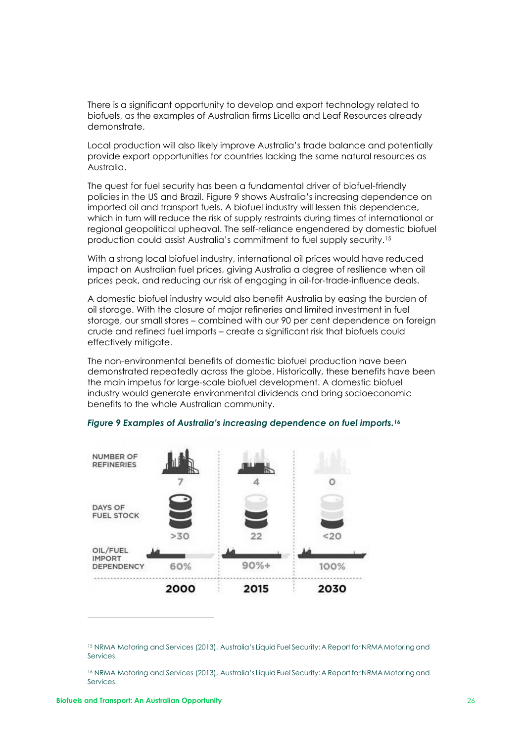There is a significant opportunity to develop and export technology related to biofuels, as the examples of Australian firms Licella and Leaf Resources already demonstrate.

Local production will also likely improve Australia's trade balance and potentially provide export opportunities for countries lacking the same natural resources as Australia.

The quest for fuel security has been a fundamental driver of biofuel-friendly policies in the US and Brazil. Figure 9 shows Australia's increasing dependence on imported oil and transport fuels. A biofuel industry will lessen this dependence, which in turn will reduce the risk of supply restraints during times of international or regional geopolitical upheaval. The self-reliance engendered by domestic biofuel production could assist Australia's commitment to fuel supply security.[15]

With a strong local biofuel industry, international oil prices would have reduced impact on Australian fuel prices, giving Australia a degree of resilience when oil prices peak, and reducing our risk of engaging in oil-for-trade-influence deals.

A domestic biofuel industry would also benefit Australia by easing the burden of oil storage. With the closure of major refineries and limited investment in fuel storage, our small stores – combined with our 90 per cent dependence on foreign crude and refined fuel imports – create a significant risk that biofuels could effectively mitigate.

The non-environmental benefits of domestic biofuel production have been demonstrated repeatedly across the globe. Historically, these benefits have been the main impetus for large-scale biofuel development. A domestic biofuel industry would generate environmental dividends and bring socioeconomic benefits to the whole Australian community.

***Figure 9 Examples of Australia's increasing dependence on fuel imports.[16]***

| | 2000 | 2015 | 2030 |
|---|---|---|---|
| NUMBER OF REFINERIES | 7 | 4 | 0 |
| DAYS OF FUEL STOCK | >30 | 22 | <20 |
| OIL/FUEL IMPORT DEPENDENCY | 60% | 90%+ | 100% |

[15] NRMA Motoring and Services (2013), Australia's Liquid Fuel Security: A Report for NRMA Motoring and Services.

[16] NRMA Motoring and Services (2013), Australia's Liquid Fuel Security: A Report for NRMA Motoring and Services.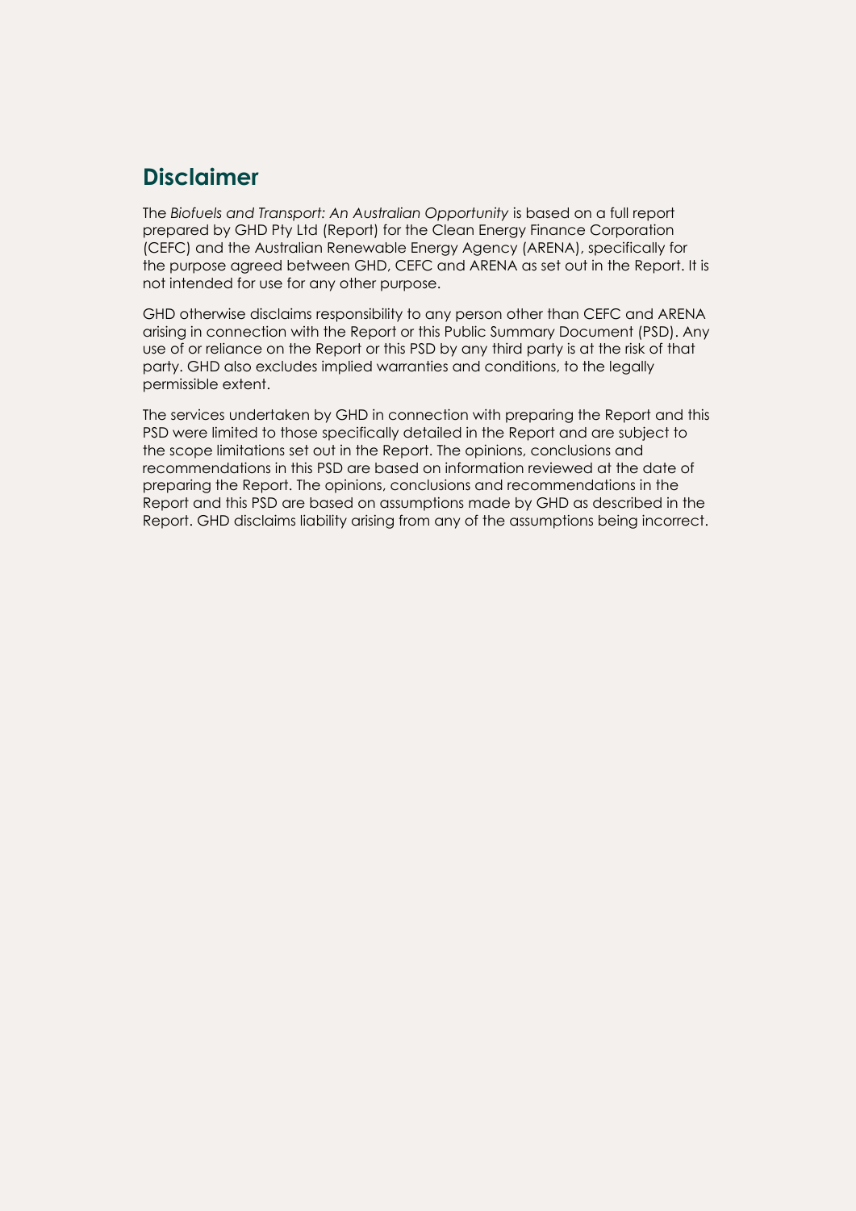## Disclaimer

The *Biofuels and Transport: An Australian Opportunity* is based on a full report prepared by GHD Pty Ltd (Report) for the Clean Energy Finance Corporation (CEFC) and the Australian Renewable Energy Agency (ARENA), specifically for the purpose agreed between GHD, CEFC and ARENA as set out in the Report. It is not intended for use for any other purpose.

GHD otherwise disclaims responsibility to any person other than CEFC and ARENA arising in connection with the Report or this Public Summary Document (PSD). Any use of or reliance on the Report or this PSD by any third party is at the risk of that party. GHD also excludes implied warranties and conditions, to the legally permissible extent.

The services undertaken by GHD in connection with preparing the Report and this PSD were limited to those specifically detailed in the Report and are subject to the scope limitations set out in the Report. The opinions, conclusions and recommendations in this PSD are based on information reviewed at the date of preparing the Report. The opinions, conclusions and recommendations in the Report and this PSD are based on assumptions made by GHD as described in the Report. GHD disclaims liability arising from any of the assumptions being incorrect.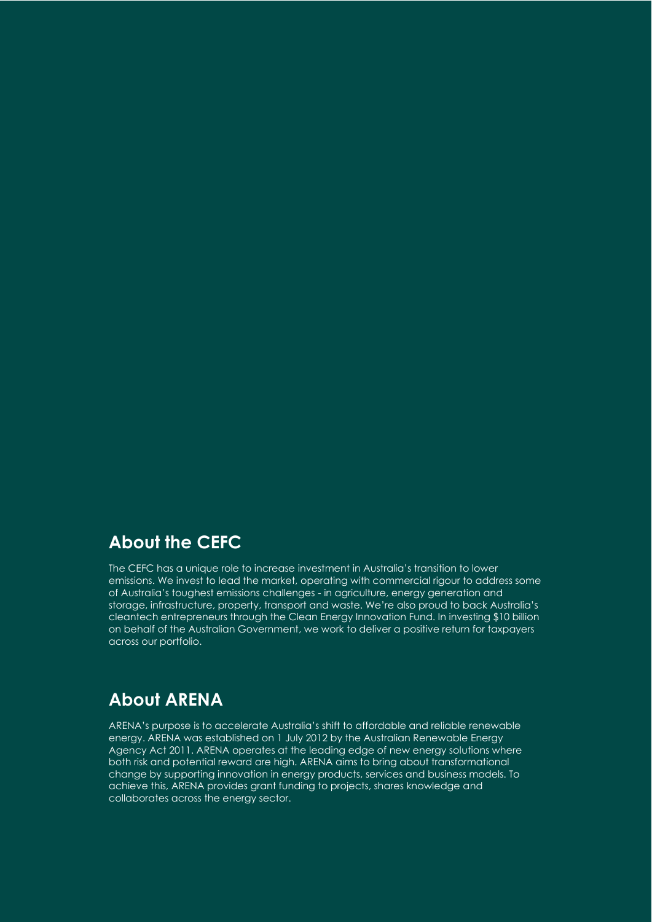## About the CEFC

The CEFC has a unique role to increase investment in Australia's transition to lower emissions. We invest to lead the market, operating with commercial rigour to address some of Australia's toughest emissions challenges - in agriculture, energy generation and storage, infrastructure, property, transport and waste. We're also proud to back Australia's cleantech entrepreneurs through the Clean Energy Innovation Fund. In investing $10 billion on behalf of the Australian Government, we work to deliver a positive return for taxpayers across our portfolio.

## About ARENA

ARENA's purpose is to accelerate Australia's shift to affordable and reliable renewable energy. ARENA was established on 1 July 2012 by the Australian Renewable Energy Agency Act 2011. ARENA operates at the leading edge of new energy solutions where both risk and potential reward are high. ARENA aims to bring about transformational change by supporting innovation in energy products, services and business models. To achieve this, ARENA provides grant funding to projects, shares knowledge and collaborates across the energy sector.